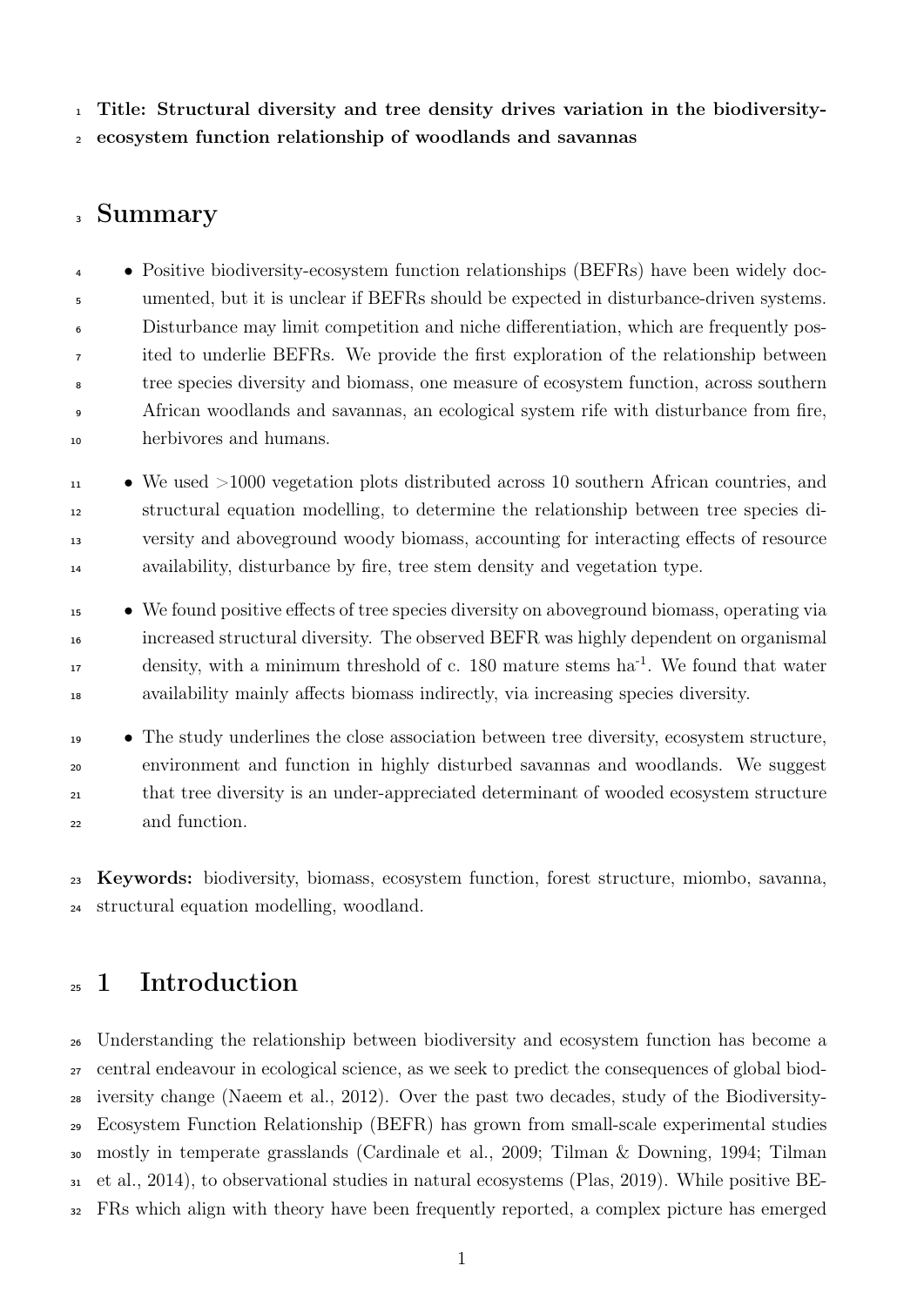**Title: Structural diversity and tree density drives variation in the biodiversity-ecosystem function relationship of woodlands and savannas**

# Summary

- Positive biodiversity-ecosystem function relationships (BEFRs) have been widely documented, but it is unclear if BEFRs should be expected in disturbance-driven systems. Disturbance may limit competition and niche differentiation, which are frequently posited to underlie BEFRs. We provide the first exploration of the relationship between tree species diversity and biomass, one measure of ecosystem function, across southern African woodlands and savannas, an ecological system rife with disturbance from fire, herbivores and humans.
- We used >1000 vegetation plots distributed across 10 southern African countries, and structural equation modelling, to determine the relationship between tree species diversity and aboveground woody biomass, accounting for interacting effects of resource availability, disturbance by fire, tree stem density and vegetation type.
- We found positive effects of tree species diversity on aboveground biomass, operating via increased structural diversity. The observed BEFR was highly dependent on organismal density, with a minimum threshold of c. 180 mature stems ha$^{-1}$. We found that water availability mainly affects biomass indirectly, via increasing species diversity.
- The study underlines the close association between tree diversity, ecosystem structure, environment and function in highly disturbed savannas and woodlands. We suggest that tree diversity is an under-appreciated determinant of wooded ecosystem structure and function.

**Keywords:** biodiversity, biomass, ecosystem function, forest structure, miombo, savanna, structural equation modelling, woodland.

# 1 Introduction

Understanding the relationship between biodiversity and ecosystem function has become a central endeavour in ecological science, as we seek to predict the consequences of global biodiversity change (Naeem et al., 2012). Over the past two decades, study of the Biodiversity-Ecosystem Function Relationship (BEFR) has grown from small-scale experimental studies mostly in temperate grasslands (Cardinale et al., 2009; Tilman & Downing, 1994; Tilman et al., 2014), to observational studies in natural ecosystems (Plas, 2019). While positive BEFRs which align with theory have been frequently reported, a complex picture has emerged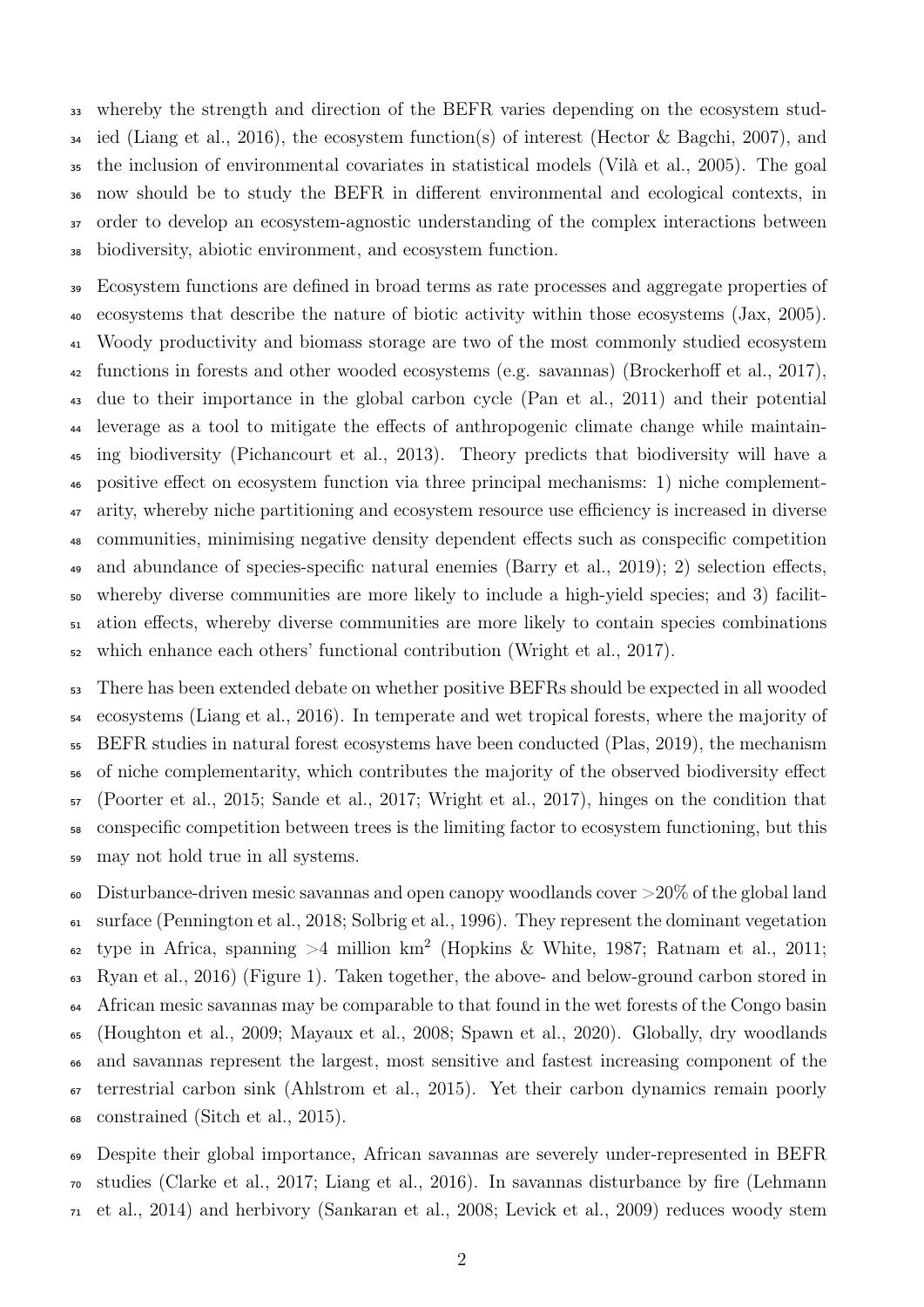whereby the strength and direction of the BEFR varies depending on the ecosystem studied (Liang et al., 2016), the ecosystem function(s) of interest (Hector & Bagchi, 2007), and the inclusion of environmental covariates in statistical models (Vilà et al., 2005). The goal now should be to study the BEFR in different environmental and ecological contexts, in order to develop an ecosystem-agnostic understanding of the complex interactions between biodiversity, abiotic environment, and ecosystem function.

Ecosystem functions are defined in broad terms as rate processes and aggregate properties of ecosystems that describe the nature of biotic activity within those ecosystems (Jax, 2005). Woody productivity and biomass storage are two of the most commonly studied ecosystem functions in forests and other wooded ecosystems (e.g. savannas) (Brockerhoff et al., 2017), due to their importance in the global carbon cycle (Pan et al., 2011) and their potential leverage as a tool to mitigate the effects of anthropogenic climate change while maintaining biodiversity (Pichancourt et al., 2013). Theory predicts that biodiversity will have a positive effect on ecosystem function via three principal mechanisms: 1) niche complementarity, whereby niche partitioning and ecosystem resource use efficiency is increased in diverse communities, minimising negative density dependent effects such as conspecific competition and abundance of species-specific natural enemies (Barry et al., 2019); 2) selection effects, whereby diverse communities are more likely to include a high-yield species; and 3) facilitation effects, whereby diverse communities are more likely to contain species combinations which enhance each others' functional contribution (Wright et al., 2017).

There has been extended debate on whether positive BEFRs should be expected in all wooded ecosystems (Liang et al., 2016). In temperate and wet tropical forests, where the majority of BEFR studies in natural forest ecosystems have been conducted (Plas, 2019), the mechanism of niche complementarity, which contributes the majority of the observed biodiversity effect (Poorter et al., 2015; Sande et al., 2017; Wright et al., 2017), hinges on the condition that conspecific competition between trees is the limiting factor to ecosystem functioning, but this may not hold true in all systems.

Disturbance-driven mesic savannas and open canopy woodlands cover >20% of the global land surface (Pennington et al., 2018; Solbrig et al., 1996). They represent the dominant vegetation type in Africa, spanning >4 million km$^2$ (Hopkins & White, 1987; Ratnam et al., 2011; Ryan et al., 2016) (Figure 1). Taken together, the above- and below-ground carbon stored in African mesic savannas may be comparable to that found in the wet forests of the Congo basin (Houghton et al., 2009; Mayaux et al., 2008; Spawn et al., 2020). Globally, dry woodlands and savannas represent the largest, most sensitive and fastest increasing component of the terrestrial carbon sink (Ahlstrom et al., 2015). Yet their carbon dynamics remain poorly constrained (Sitch et al., 2015).

Despite their global importance, African savannas are severely under-represented in BEFR studies (Clarke et al., 2017; Liang et al., 2016). In savannas disturbance by fire (Lehmann et al., 2014) and herbivory (Sankaran et al., 2008; Levick et al., 2009) reduces woody stem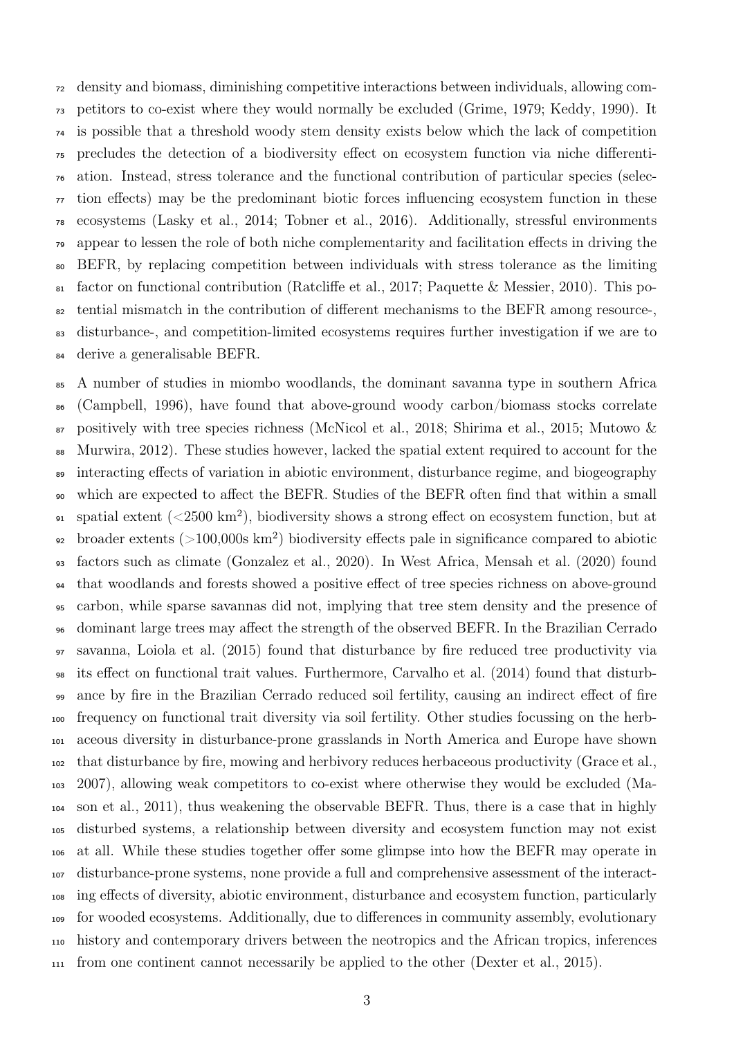density and biomass, diminishing competitive interactions between individuals, allowing competitors to co-exist where they would normally be excluded (Grime, 1979; Keddy, 1990). It is possible that a threshold woody stem density exists below which the lack of competition precludes the detection of a biodiversity effect on ecosystem function via niche differentiation. Instead, stress tolerance and the functional contribution of particular species (selection effects) may be the predominant biotic forces influencing ecosystem function in these ecosystems (Lasky et al., 2014; Tobner et al., 2016). Additionally, stressful environments appear to lessen the role of both niche complementarity and facilitation effects in driving the BEFR, by replacing competition between individuals with stress tolerance as the limiting factor on functional contribution (Ratcliffe et al., 2017; Paquette & Messier, 2010). This potential mismatch in the contribution of different mechanisms to the BEFR among resource-, disturbance-, and competition-limited ecosystems requires further investigation if we are to derive a generalisable BEFR.

A number of studies in miombo woodlands, the dominant savanna type in southern Africa (Campbell, 1996), have found that above-ground woody carbon/biomass stocks correlate positively with tree species richness (McNicol et al., 2018; Shirima et al., 2015; Mutowo & Murwira, 2012). These studies however, lacked the spatial extent required to account for the interacting effects of variation in abiotic environment, disturbance regime, and biogeography which are expected to affect the BEFR. Studies of the BEFR often find that within a small spatial extent (<2500 km$^2$), biodiversity shows a strong effect on ecosystem function, but at broader extents (>100,000s km$^2$) biodiversity effects pale in significance compared to abiotic factors such as climate (Gonzalez et al., 2020). In West Africa, Mensah et al. (2020) found that woodlands and forests showed a positive effect of tree species richness on above-ground carbon, while sparse savannas did not, implying that tree stem density and the presence of dominant large trees may affect the strength of the observed BEFR. In the Brazilian Cerrado savanna, Loiola et al. (2015) found that disturbance by fire reduced tree productivity via its effect on functional trait values. Furthermore, Carvalho et al. (2014) found that disturbance by fire in the Brazilian Cerrado reduced soil fertility, causing an indirect effect of fire frequency on functional trait diversity via soil fertility. Other studies focussing on the herbaceous diversity in disturbance-prone grasslands in North America and Europe have shown that disturbance by fire, mowing and herbivory reduces herbaceous productivity (Grace et al., 2007), allowing weak competitors to co-exist where otherwise they would be excluded (Mason et al., 2011), thus weakening the observable BEFR. Thus, there is a case that in highly disturbed systems, a relationship between diversity and ecosystem function may not exist at all. While these studies together offer some glimpse into how the BEFR may operate in disturbance-prone systems, none provide a full and comprehensive assessment of the interacting effects of diversity, abiotic environment, disturbance and ecosystem function, particularly for wooded ecosystems. Additionally, due to differences in community assembly, evolutionary history and contemporary drivers between the neotropics and the African tropics, inferences from one continent cannot necessarily be applied to the other (Dexter et al., 2015).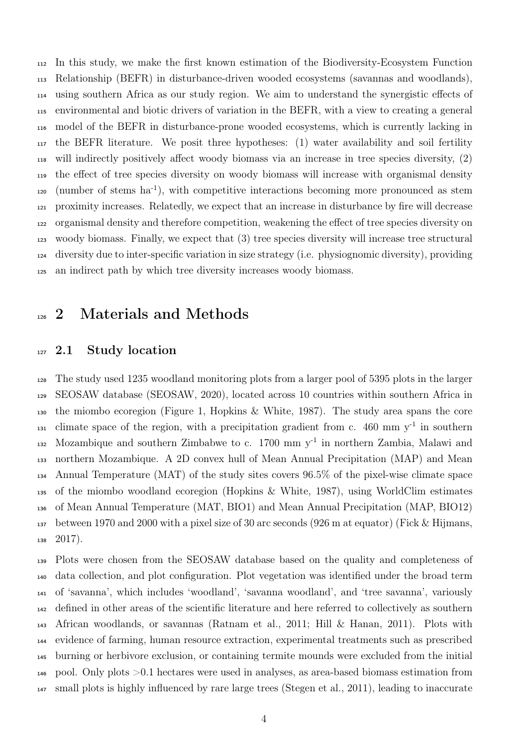In this study, we make the first known estimation of the Biodiversity-Ecosystem Function Relationship (BEFR) in disturbance-driven wooded ecosystems (savannas and woodlands), using southern Africa as our study region. We aim to understand the synergistic effects of environmental and biotic drivers of variation in the BEFR, with a view to creating a general model of the BEFR in disturbance-prone wooded ecosystems, which is currently lacking in the BEFR literature. We posit three hypotheses: (1) water availability and soil fertility will indirectly positively affect woody biomass via an increase in tree species diversity, (2) the effect of tree species diversity on woody biomass will increase with organismal density (number of stems ha$^{-1}$), with competitive interactions becoming more pronounced as stem proximity increases. Relatedly, we expect that an increase in disturbance by fire will decrease organismal density and therefore competition, weakening the effect of tree species diversity on woody biomass. Finally, we expect that (3) tree species diversity will increase tree structural diversity due to inter-specific variation in size strategy (i.e. physiognomic diversity), providing an indirect path by which tree diversity increases woody biomass.

# 2 Materials and Methods

## 2.1 Study location

The study used 1235 woodland monitoring plots from a larger pool of 5395 plots in the larger SEOSAW database (SEOSAW, 2020), located across 10 countries within southern Africa in the miombo ecoregion (Figure 1, Hopkins & White, 1987). The study area spans the core climate space of the region, with a precipitation gradient from c. 460 mm y$^{-1}$ in southern Mozambique and southern Zimbabwe to c. 1700 mm y$^{-1}$ in northern Zambia, Malawi and northern Mozambique. A 2D convex hull of Mean Annual Precipitation (MAP) and Mean Annual Temperature (MAT) of the study sites covers 96.5% of the pixel-wise climate space of the miombo woodland ecoregion (Hopkins & White, 1987), using WorldClim estimates of Mean Annual Temperature (MAT, BIO1) and Mean Annual Precipitation (MAP, BIO12) between 1970 and 2000 with a pixel size of 30 arc seconds (926 m at equator) (Fick & Hijmans, 2017).

Plots were chosen from the SEOSAW database based on the quality and completeness of data collection, and plot configuration. Plot vegetation was identified under the broad term of 'savanna', which includes 'woodland', 'savanna woodland', and 'tree savanna', variously defined in other areas of the scientific literature and here referred to collectively as southern African woodlands, or savannas (Ratnam et al., 2011; Hill & Hanan, 2011). Plots with evidence of farming, human resource extraction, experimental treatments such as prescribed burning or herbivore exclusion, or containing termite mounds were excluded from the initial pool. Only plots >0.1 hectares were used in analyses, as area-based biomass estimation from small plots is highly influenced by rare large trees (Stegen et al., 2011), leading to inaccurate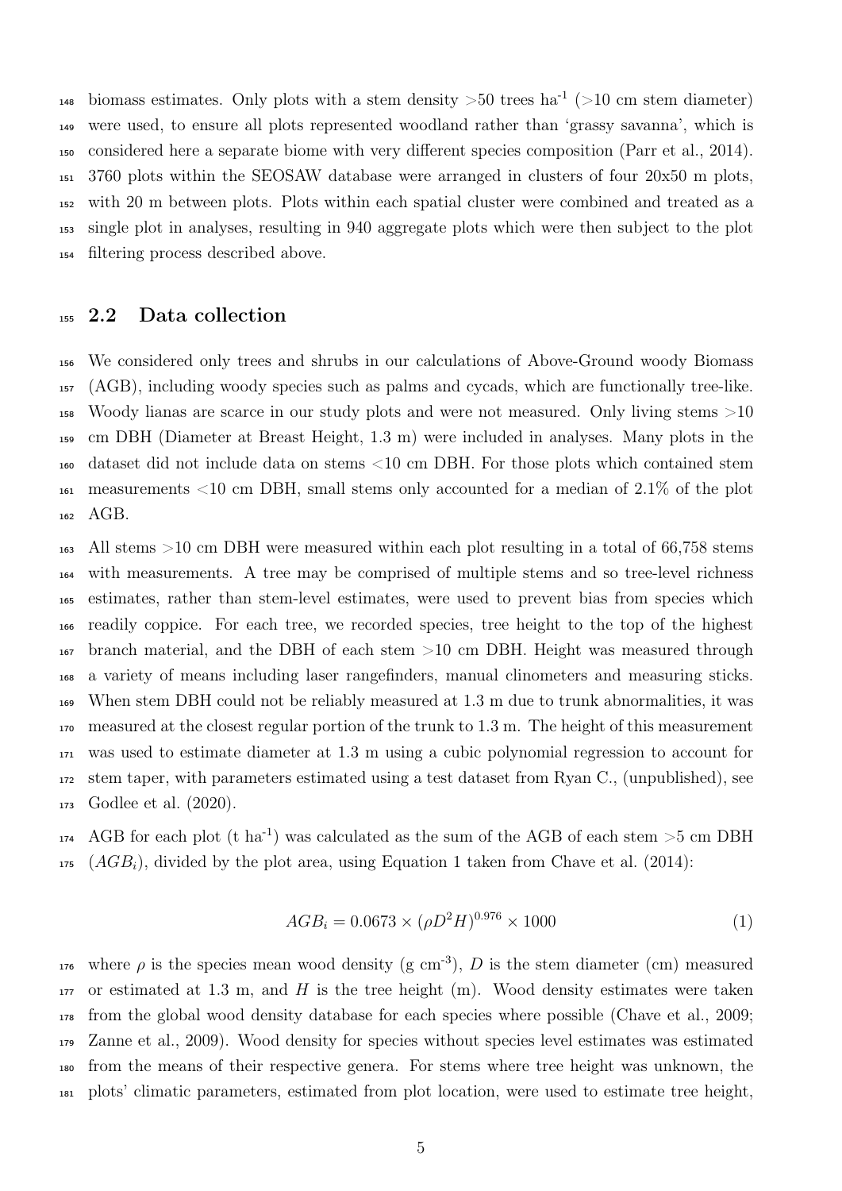biomass estimates. Only plots with a stem density >50 trees ha$^{-1}$ (>10 cm stem diameter) were used, to ensure all plots represented woodland rather than 'grassy savanna', which is considered here a separate biome with very different species composition (Parr et al., 2014). 3760 plots within the SEOSAW database were arranged in clusters of four 20x50 m plots, with 20 m between plots. Plots within each spatial cluster were combined and treated as a single plot in analyses, resulting in 940 aggregate plots which were then subject to the plot filtering process described above.

## 2.2 Data collection

We considered only trees and shrubs in our calculations of Above-Ground woody Biomass (AGB), including woody species such as palms and cycads, which are functionally tree-like. Woody lianas are scarce in our study plots and were not measured. Only living stems >10 cm DBH (Diameter at Breast Height, 1.3 m) were included in analyses. Many plots in the dataset did not include data on stems <10 cm DBH. For those plots which contained stem measurements <10 cm DBH, small stems only accounted for a median of 2.1% of the plot AGB.

All stems >10 cm DBH were measured within each plot resulting in a total of 66,758 stems with measurements. A tree may be comprised of multiple stems and so tree-level richness estimates, rather than stem-level estimates, were used to prevent bias from species which readily coppice. For each tree, we recorded species, tree height to the top of the highest branch material, and the DBH of each stem >10 cm DBH. Height was measured through a variety of means including laser rangefinders, manual clinometers and measuring sticks. When stem DBH could not be reliably measured at 1.3 m due to trunk abnormalities, it was measured at the closest regular portion of the trunk to 1.3 m. The height of this measurement was used to estimate diameter at 1.3 m using a cubic polynomial regression to account for stem taper, with parameters estimated using a test dataset from Ryan C., (unpublished), see Godlee et al. (2020).

AGB for each plot (t ha$^{-1}$) was calculated as the sum of the AGB of each stem >5 cm DBH ($AGB_i$), divided by the plot area, using Equation 1 taken from Chave et al. (2014):

$$AGB_i = 0.0673 \times (\rho D^2 H)^{0.976} \times 1000 \tag{1}$$

where $\rho$ is the species mean wood density (g cm$^{-3}$), $D$ is the stem diameter (cm) measured or estimated at 1.3 m, and $H$ is the tree height (m). Wood density estimates were taken from the global wood density database for each species where possible (Chave et al., 2009; Zanne et al., 2009). Wood density for species without species level estimates was estimated from the means of their respective genera. For stems where tree height was unknown, the plots' climatic parameters, estimated from plot location, were used to estimate tree height,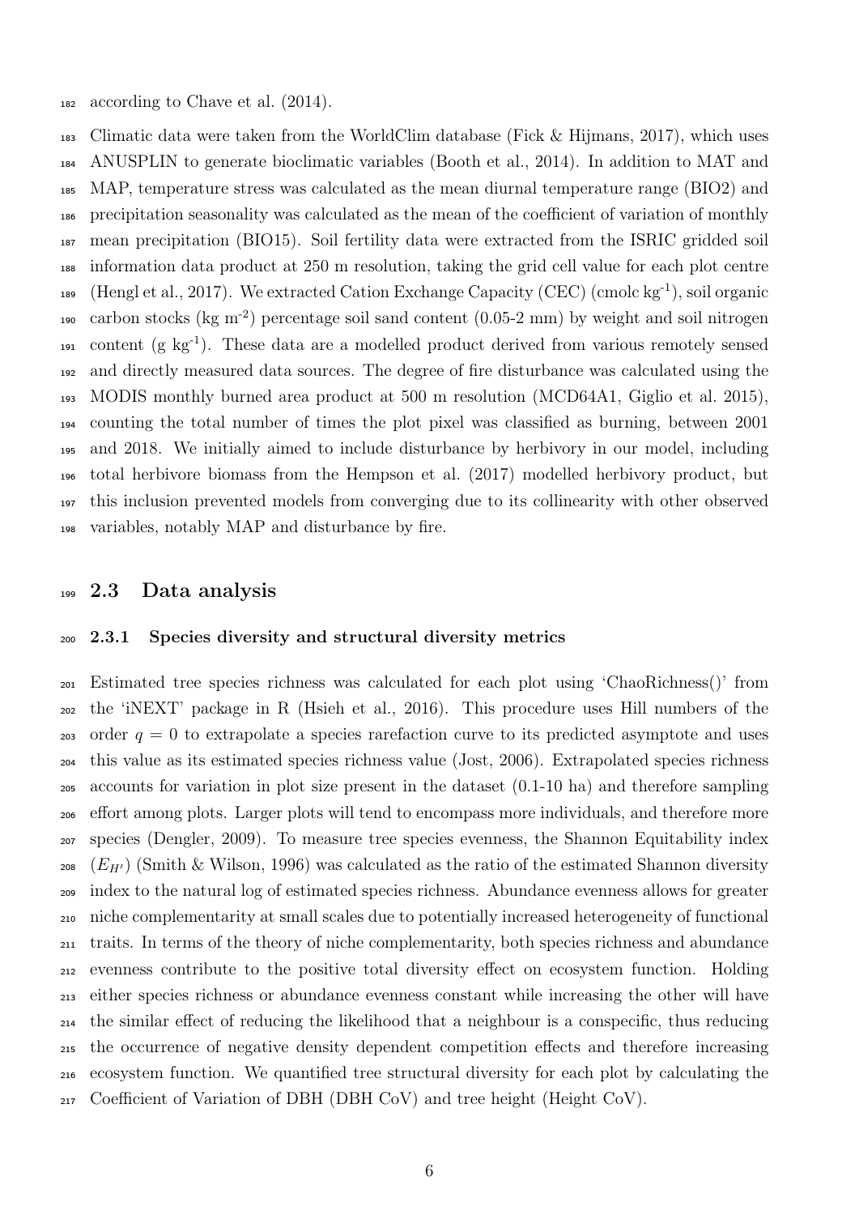according to Chave et al. (2014).

Climatic data were taken from the WorldClim database (Fick & Hijmans, 2017), which uses ANUSPLIN to generate bioclimatic variables (Booth et al., 2014). In addition to MAT and MAP, temperature stress was calculated as the mean diurnal temperature range (BIO2) and precipitation seasonality was calculated as the mean of the coefficient of variation of monthly mean precipitation (BIO15). Soil fertility data were extracted from the ISRIC gridded soil information data product at 250 m resolution, taking the grid cell value for each plot centre (Hengl et al., 2017). We extracted Cation Exchange Capacity (CEC) (cmolc kg$^{-1}$), soil organic carbon stocks (kg m$^{-2}$) percentage soil sand content (0.05-2 mm) by weight and soil nitrogen content (g kg$^{-1}$). These data are a modelled product derived from various remotely sensed and directly measured data sources. The degree of fire disturbance was calculated using the MODIS monthly burned area product at 500 m resolution (MCD64A1, Giglio et al. 2015), counting the total number of times the plot pixel was classified as burning, between 2001 and 2018. We initially aimed to include disturbance by herbivory in our model, including total herbivore biomass from the Hempson et al. (2017) modelled herbivory product, but this inclusion prevented models from converging due to its collinearity with other observed variables, notably MAP and disturbance by fire.

## 2.3 Data analysis

### 2.3.1 Species diversity and structural diversity metrics

Estimated tree species richness was calculated for each plot using 'ChaoRichness()' from the 'iNEXT' package in R (Hsieh et al., 2016). This procedure uses Hill numbers of the order $q = 0$ to extrapolate a species rarefaction curve to its predicted asymptote and uses this value as its estimated species richness value (Jost, 2006). Extrapolated species richness accounts for variation in plot size present in the dataset (0.1-10 ha) and therefore sampling effort among plots. Larger plots will tend to encompass more individuals, and therefore more species (Dengler, 2009). To measure tree species evenness, the Shannon Equitability index ($E_{H'}$) (Smith & Wilson, 1996) was calculated as the ratio of the estimated Shannon diversity index to the natural log of estimated species richness. Abundance evenness allows for greater niche complementarity at small scales due to potentially increased heterogeneity of functional traits. In terms of the theory of niche complementarity, both species richness and abundance evenness contribute to the positive total diversity effect on ecosystem function. Holding either species richness or abundance evenness constant while increasing the other will have the similar effect of reducing the likelihood that a neighbour is a conspecific, thus reducing the occurrence of negative density dependent competition effects and therefore increasing ecosystem function. We quantified tree structural diversity for each plot by calculating the Coefficient of Variation of DBH (DBH CoV) and tree height (Height CoV).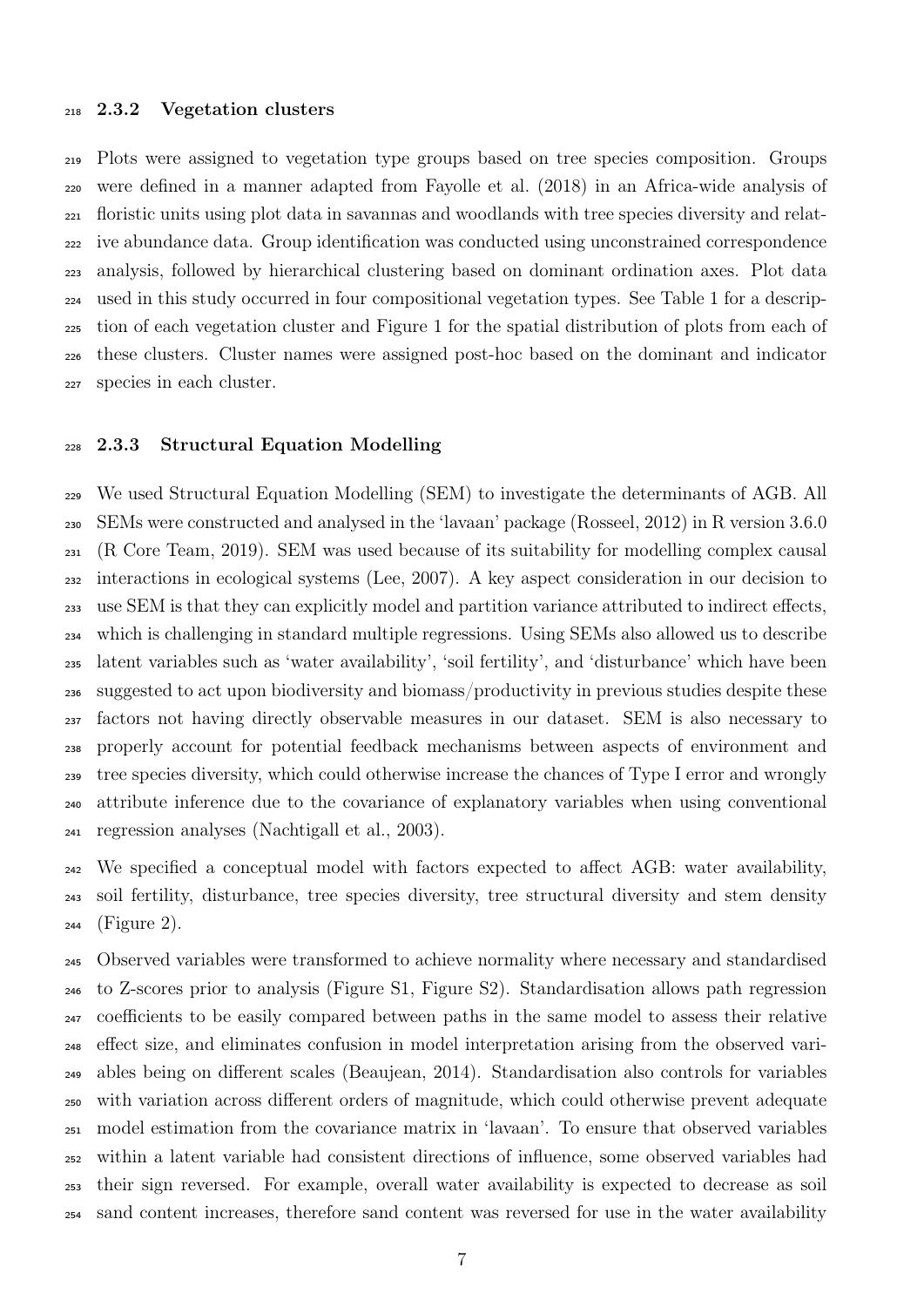### 2.3.2 Vegetation clusters

Plots were assigned to vegetation type groups based on tree species composition. Groups were defined in a manner adapted from Fayolle et al. (2018) in an Africa-wide analysis of floristic units using plot data in savannas and woodlands with tree species diversity and relative abundance data. Group identification was conducted using unconstrained correspondence analysis, followed by hierarchical clustering based on dominant ordination axes. Plot data used in this study occurred in four compositional vegetation types. See Table 1 for a description of each vegetation cluster and Figure 1 for the spatial distribution of plots from each of these clusters. Cluster names were assigned post-hoc based on the dominant and indicator species in each cluster.

### 2.3.3 Structural Equation Modelling

We used Structural Equation Modelling (SEM) to investigate the determinants of AGB. All SEMs were constructed and analysed in the 'lavaan' package (Rosseel, 2012) in R version 3.6.0 (R Core Team, 2019). SEM was used because of its suitability for modelling complex causal interactions in ecological systems (Lee, 2007). A key aspect consideration in our decision to use SEM is that they can explicitly model and partition variance attributed to indirect effects, which is challenging in standard multiple regressions. Using SEMs also allowed us to describe latent variables such as 'water availability', 'soil fertility', and 'disturbance' which have been suggested to act upon biodiversity and biomass/productivity in previous studies despite these factors not having directly observable measures in our dataset. SEM is also necessary to properly account for potential feedback mechanisms between aspects of environment and tree species diversity, which could otherwise increase the chances of Type I error and wrongly attribute inference due to the covariance of explanatory variables when using conventional regression analyses (Nachtigall et al., 2003).

We specified a conceptual model with factors expected to affect AGB: water availability, soil fertility, disturbance, tree species diversity, tree structural diversity and stem density (Figure 2).

Observed variables were transformed to achieve normality where necessary and standardised to Z-scores prior to analysis (Figure S1, Figure S2). Standardisation allows path regression coefficients to be easily compared between paths in the same model to assess their relative effect size, and eliminates confusion in model interpretation arising from the observed variables being on different scales (Beaujean, 2014). Standardisation also controls for variables with variation across different orders of magnitude, which could otherwise prevent adequate model estimation from the covariance matrix in 'lavaan'. To ensure that observed variables within a latent variable had consistent directions of influence, some observed variables had their sign reversed. For example, overall water availability is expected to decrease as soil sand content increases, therefore sand content was reversed for use in the water availability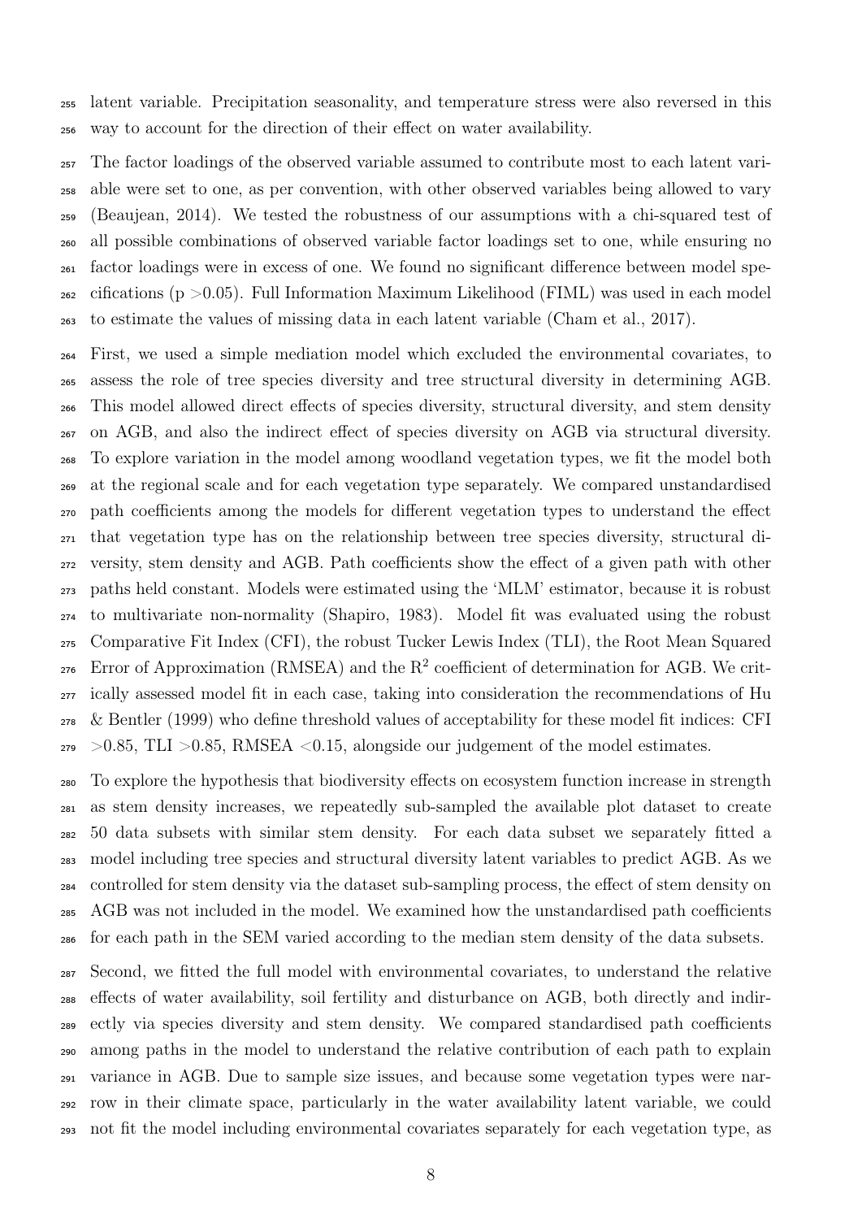latent variable. Precipitation seasonality, and temperature stress were also reversed in this way to account for the direction of their effect on water availability.

The factor loadings of the observed variable assumed to contribute most to each latent variable were set to one, as per convention, with other observed variables being allowed to vary (Beaujean, 2014). We tested the robustness of our assumptions with a chi-squared test of all possible combinations of observed variable factor loadings set to one, while ensuring no factor loadings were in excess of one. We found no significant difference between model specifications ($p > 0.05$). Full Information Maximum Likelihood (FIML) was used in each model to estimate the values of missing data in each latent variable (Cham et al., 2017).

First, we used a simple mediation model which excluded the environmental covariates, to assess the role of tree species diversity and tree structural diversity in determining AGB. This model allowed direct effects of species diversity, structural diversity, and stem density on AGB, and also the indirect effect of species diversity on AGB via structural diversity. To explore variation in the model among woodland vegetation types, we fit the model both at the regional scale and for each vegetation type separately. We compared unstandardised path coefficients among the models for different vegetation types to understand the effect that vegetation type has on the relationship between tree species diversity, structural diversity, stem density and AGB. Path coefficients show the effect of a given path with other paths held constant. Models were estimated using the 'MLM' estimator, because it is robust to multivariate non-normality (Shapiro, 1983). Model fit was evaluated using the robust Comparative Fit Index (CFI), the robust Tucker Lewis Index (TLI), the Root Mean Squared Error of Approximation (RMSEA) and the $R^2$ coefficient of determination for AGB. We critically assessed model fit in each case, taking into consideration the recommendations of Hu & Bentler (1999) who define threshold values of acceptability for these model fit indices: CFI $>0.85$, TLI $>0.85$, RMSEA $<0.15$, alongside our judgement of the model estimates.

To explore the hypothesis that biodiversity effects on ecosystem function increase in strength as stem density increases, we repeatedly sub-sampled the available plot dataset to create 50 data subsets with similar stem density. For each data subset we separately fitted a model including tree species and structural diversity latent variables to predict AGB. As we controlled for stem density via the dataset sub-sampling process, the effect of stem density on AGB was not included in the model. We examined how the unstandardised path coefficients for each path in the SEM varied according to the median stem density of the data subsets.

Second, we fitted the full model with environmental covariates, to understand the relative effects of water availability, soil fertility and disturbance on AGB, both directly and indirectly via species diversity and stem density. We compared standardised path coefficients among paths in the model to understand the relative contribution of each path to explain variance in AGB. Due to sample size issues, and because some vegetation types were narrow in their climate space, particularly in the water availability latent variable, we could not fit the model including environmental covariates separately for each vegetation type, as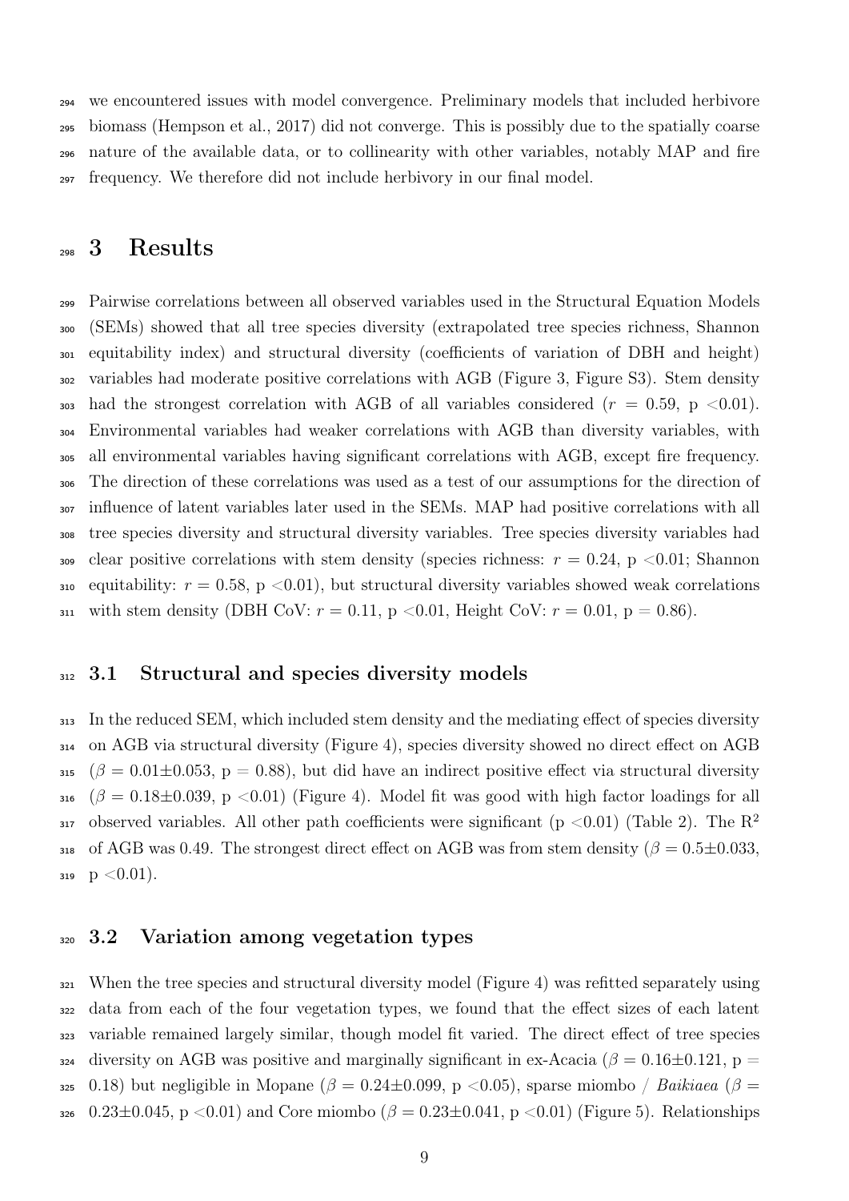we encountered issues with model convergence. Preliminary models that included herbivore biomass (Hempson et al., 2017) did not converge. This is possibly due to the spatially coarse nature of the available data, or to collinearity with other variables, notably MAP and fire frequency. We therefore did not include herbivory in our final model.

# 3 Results

Pairwise correlations between all observed variables used in the Structural Equation Models (SEMs) showed that all tree species diversity (extrapolated tree species richness, Shannon equitability index) and structural diversity (coefficients of variation of DBH and height) variables had moderate positive correlations with AGB (Figure 3, Figure S3). Stem density had the strongest correlation with AGB of all variables considered ($r$ = 0.59, p <0.01). Environmental variables had weaker correlations with AGB than diversity variables, with all environmental variables having significant correlations with AGB, except fire frequency. The direction of these correlations was used as a test of our assumptions for the direction of influence of latent variables later used in the SEMs. MAP had positive correlations with all tree species diversity and structural diversity variables. Tree species diversity variables had clear positive correlations with stem density (species richness: $r$ = 0.24, p <0.01; Shannon equitability: $r$ = 0.58, p <0.01), but structural diversity variables showed weak correlations with stem density (DBH CoV: $r$ = 0.11, p <0.01, Height CoV: $r$ = 0.01, p = 0.86).

## 3.1 Structural and species diversity models

In the reduced SEM, which included stem density and the mediating effect of species diversity on AGB via structural diversity (Figure 4), species diversity showed no direct effect on AGB ($\beta = 0.01 \pm 0.053$, p = 0.88), but did have an indirect positive effect via structural diversity ($\beta = 0.18 \pm 0.039$, p <0.01) (Figure 4). Model fit was good with high factor loadings for all observed variables. All other path coefficients were significant (p <0.01) (Table 2). The $R^2$ of AGB was 0.49. The strongest direct effect on AGB was from stem density ($\beta = 0.5 \pm 0.033$, p <0.01).

## 3.2 Variation among vegetation types

When the tree species and structural diversity model (Figure 4) was refitted separately using data from each of the four vegetation types, we found that the effect sizes of each latent variable remained largely similar, though model fit varied. The direct effect of tree species diversity on AGB was positive and marginally significant in ex-Acacia ($\beta = 0.16 \pm 0.121$, p = 0.18) but negligible in Mopane ($\beta = 0.24 \pm 0.099$, p <0.05), sparse miombo / *Baikiaea* ($\beta = 0.23 \pm 0.045$, p <0.01) and Core miombo ($\beta = 0.23 \pm 0.041$, p <0.01) (Figure 5). Relationships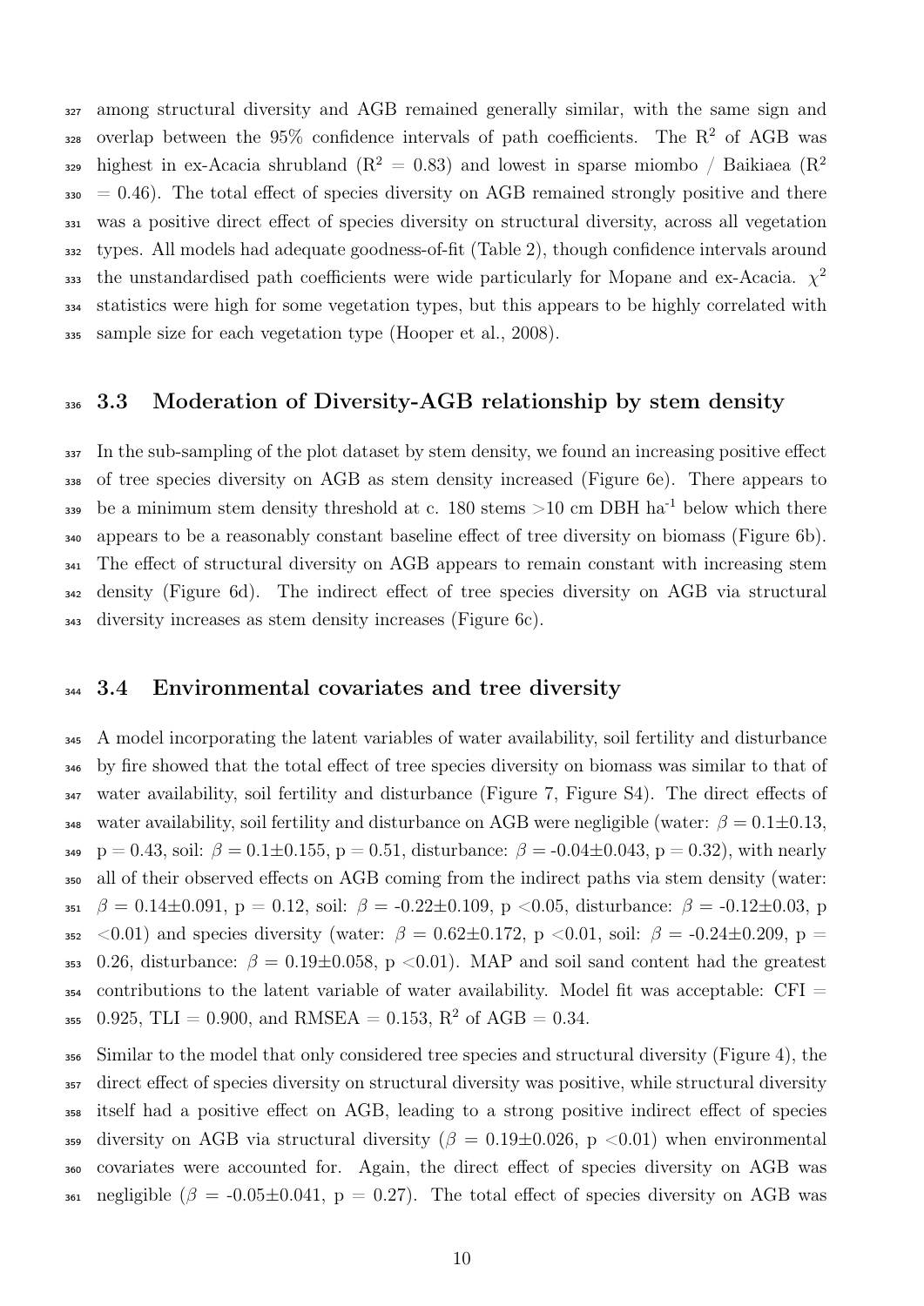among structural diversity and AGB remained generally similar, with the same sign and overlap between the 95% confidence intervals of path coefficients. The $R^2$ of AGB was highest in ex-Acacia shrubland ($R^2$ = 0.83) and lowest in sparse miombo / Baikiaea ($R^2$ = 0.46). The total effect of species diversity on AGB remained strongly positive and there was a positive direct effect of species diversity on structural diversity, across all vegetation types. All models had adequate goodness-of-fit (Table 2), though confidence intervals around the unstandardised path coefficients were wide particularly for Mopane and ex-Acacia. $\chi^2$ statistics were high for some vegetation types, but this appears to be highly correlated with sample size for each vegetation type (Hooper et al., 2008).

## 3.3 Moderation of Diversity-AGB relationship by stem density

In the sub-sampling of the plot dataset by stem density, we found an increasing positive effect of tree species diversity on AGB as stem density increased (Figure 6e). There appears to be a minimum stem density threshold at c. 180 stems >10 cm DBH $ha^{-1}$ below which there appears to be a reasonably constant baseline effect of tree diversity on biomass (Figure 6b). The effect of structural diversity on AGB appears to remain constant with increasing stem density (Figure 6d). The indirect effect of tree species diversity on AGB via structural diversity increases as stem density increases (Figure 6c).

## 3.4 Environmental covariates and tree diversity

A model incorporating the latent variables of water availability, soil fertility and disturbance by fire showed that the total effect of tree species diversity on biomass was similar to that of water availability, soil fertility and disturbance (Figure 7, Figure S4). The direct effects of water availability, soil fertility and disturbance on AGB were negligible (water: $\beta = 0.1 \pm 0.13$, p = 0.43, soil: $\beta = 0.1 \pm 0.155$, p = 0.51, disturbance: $\beta = -0.04 \pm 0.043$, p = 0.32), with nearly all of their observed effects on AGB coming from the indirect paths via stem density (water: $\beta = 0.14 \pm 0.091$, p = 0.12, soil: $\beta = -0.22 \pm 0.109$, p <0.05, disturbance: $\beta = -0.12 \pm 0.03$, p <0.01) and species diversity (water: $\beta = 0.62 \pm 0.172$, p <0.01, soil: $\beta = -0.24 \pm 0.209$, p = 0.26, disturbance: $\beta = 0.19 \pm 0.058$, p <0.01). MAP and soil sand content had the greatest contributions to the latent variable of water availability. Model fit was acceptable: CFI = 0.925, TLI = 0.900, and RMSEA = 0.153, $R^2$ of AGB = 0.34.

Similar to the model that only considered tree species and structural diversity (Figure 4), the direct effect of species diversity on structural diversity was positive, while structural diversity itself had a positive effect on AGB, leading to a strong positive indirect effect of species diversity on AGB via structural diversity ($\beta = 0.19 \pm 0.026$, p <0.01) when environmental covariates were accounted for. Again, the direct effect of species diversity on AGB was negligible ($\beta = -0.05 \pm 0.041$, p = 0.27). The total effect of species diversity on AGB was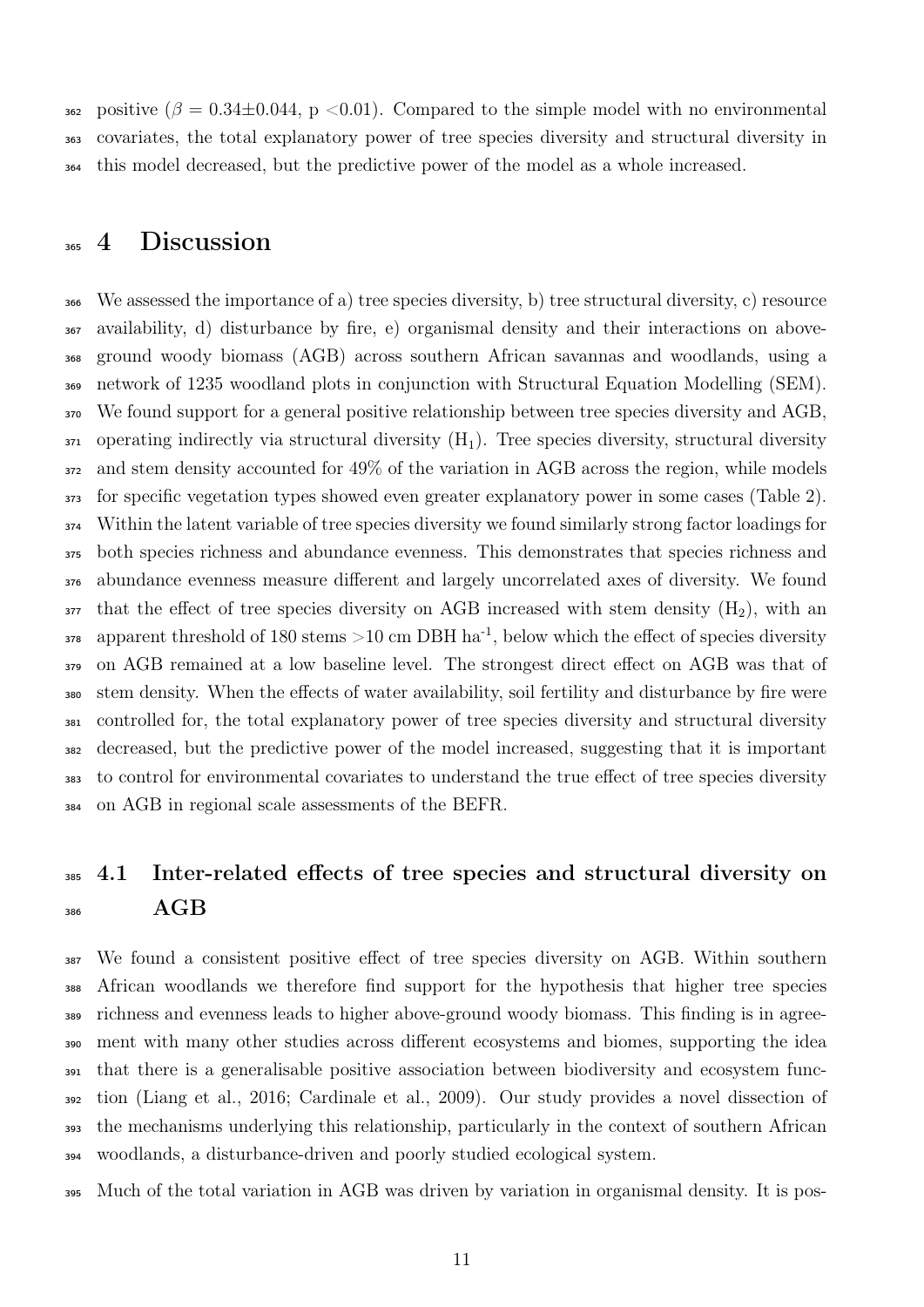positive ($\beta = 0.34 \pm 0.044$, p <0.01). Compared to the simple model with no environmental covariates, the total explanatory power of tree species diversity and structural diversity in this model decreased, but the predictive power of the model as a whole increased.

# 4 Discussion

We assessed the importance of a) tree species diversity, b) tree structural diversity, c) resource availability, d) disturbance by fire, e) organismal density and their interactions on above-ground woody biomass (AGB) across southern African savannas and woodlands, using a network of 1235 woodland plots in conjunction with Structural Equation Modelling (SEM). We found support for a general positive relationship between tree species diversity and AGB, operating indirectly via structural diversity ($H_1$). Tree species diversity, structural diversity and stem density accounted for 49% of the variation in AGB across the region, while models for specific vegetation types showed even greater explanatory power in some cases (Table 2). Within the latent variable of tree species diversity we found similarly strong factor loadings for both species richness and abundance evenness. This demonstrates that species richness and abundance evenness measure different and largely uncorrelated axes of diversity. We found that the effect of tree species diversity on AGB increased with stem density ($H_2$), with an apparent threshold of 180 stems >10 cm DBH ha$^{-1}$, below which the effect of species diversity on AGB remained at a low baseline level. The strongest direct effect on AGB was that of stem density. When the effects of water availability, soil fertility and disturbance by fire were controlled for, the total explanatory power of tree species diversity and structural diversity decreased, but the predictive power of the model increased, suggesting that it is important to control for environmental covariates to understand the true effect of tree species diversity on AGB in regional scale assessments of the BEFR.

## 4.1 Inter-related effects of tree species and structural diversity on AGB

We found a consistent positive effect of tree species diversity on AGB. Within southern African woodlands we therefore find support for the hypothesis that higher tree species richness and evenness leads to higher above-ground woody biomass. This finding is in agreement with many other studies across different ecosystems and biomes, supporting the idea that there is a generalisable positive association between biodiversity and ecosystem function (Liang et al., 2016; Cardinale et al., 2009). Our study provides a novel dissection of the mechanisms underlying this relationship, particularly in the context of southern African woodlands, a disturbance-driven and poorly studied ecological system.

Much of the total variation in AGB was driven by variation in organismal density. It is pos-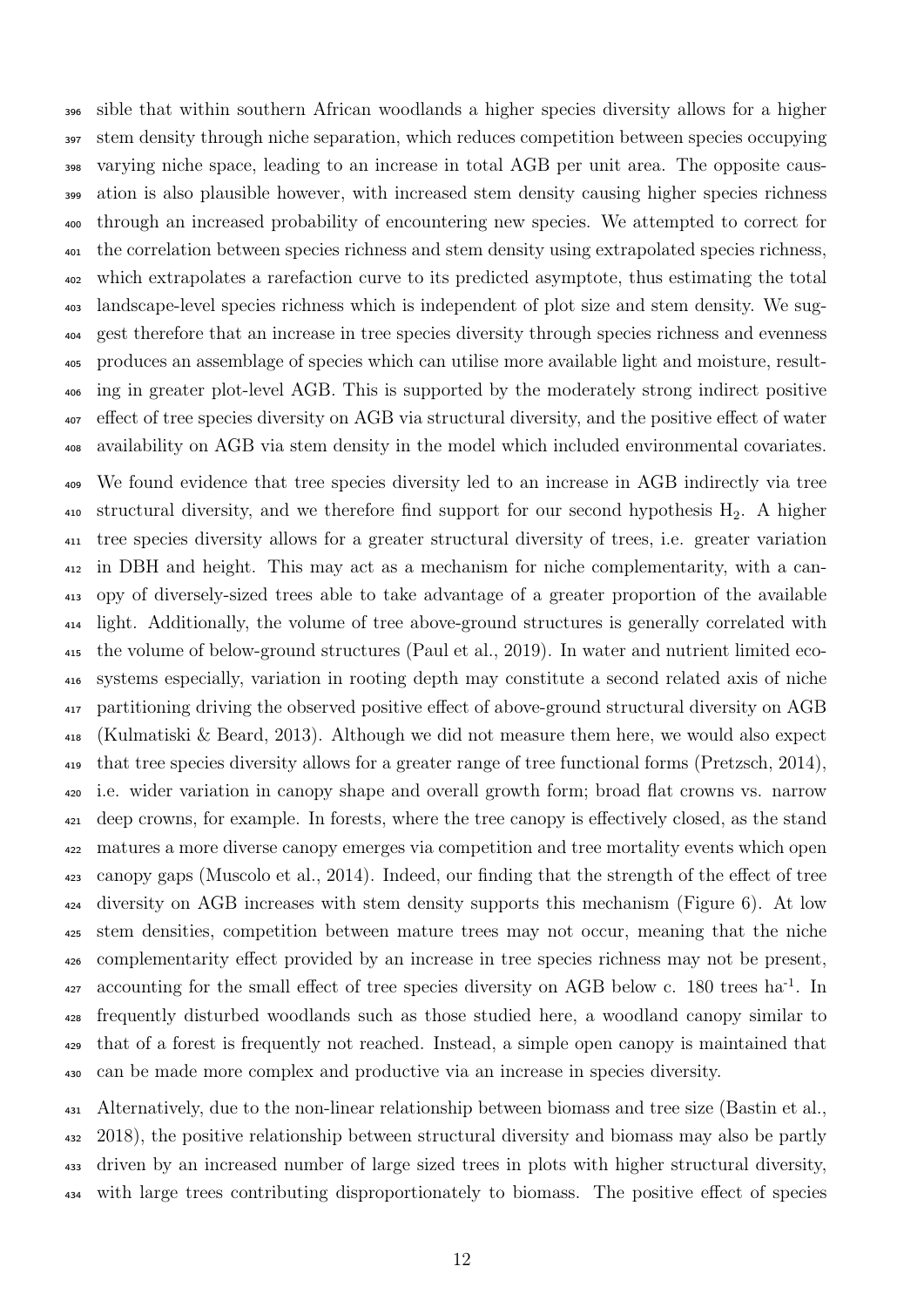sible that within southern African woodlands a higher species diversity allows for a higher stem density through niche separation, which reduces competition between species occupying varying niche space, leading to an increase in total AGB per unit area. The opposite causation is also plausible however, with increased stem density causing higher species richness through an increased probability of encountering new species. We attempted to correct for the correlation between species richness and stem density using extrapolated species richness, which extrapolates a rarefaction curve to its predicted asymptote, thus estimating the total landscape-level species richness which is independent of plot size and stem density. We suggest therefore that an increase in tree species diversity through species richness and evenness produces an assemblage of species which can utilise more available light and moisture, resulting in greater plot-level AGB. This is supported by the moderately strong indirect positive effect of tree species diversity on AGB via structural diversity, and the positive effect of water availability on AGB via stem density in the model which included environmental covariates.

We found evidence that tree species diversity led to an increase in AGB indirectly via tree structural diversity, and we therefore find support for our second hypothesis $H_2$. A higher tree species diversity allows for a greater structural diversity of trees, i.e. greater variation in DBH and height. This may act as a mechanism for niche complementarity, with a canopy of diversely-sized trees able to take advantage of a greater proportion of the available light. Additionally, the volume of tree above-ground structures is generally correlated with the volume of below-ground structures (Paul et al., 2019). In water and nutrient limited ecosystems especially, variation in rooting depth may constitute a second related axis of niche partitioning driving the observed positive effect of above-ground structural diversity on AGB (Kulmatiski & Beard, 2013). Although we did not measure them here, we would also expect that tree species diversity allows for a greater range of tree functional forms (Pretzsch, 2014), i.e. wider variation in canopy shape and overall growth form; broad flat crowns vs. narrow deep crowns, for example. In forests, where the tree canopy is effectively closed, as the stand matures a more diverse canopy emerges via competition and tree mortality events which open canopy gaps (Muscolo et al., 2014). Indeed, our finding that the strength of the effect of tree diversity on AGB increases with stem density supports this mechanism (Figure 6). At low stem densities, competition between mature trees may not occur, meaning that the niche complementarity effect provided by an increase in tree species richness may not be present, accounting for the small effect of tree species diversity on AGB below c. 180 trees ha$^{-1}$. In frequently disturbed woodlands such as those studied here, a woodland canopy similar to that of a forest is frequently not reached. Instead, a simple open canopy is maintained that can be made more complex and productive via an increase in species diversity.

Alternatively, due to the non-linear relationship between biomass and tree size (Bastin et al., 2018), the positive relationship between structural diversity and biomass may also be partly driven by an increased number of large sized trees in plots with higher structural diversity, with large trees contributing disproportionately to biomass. The positive effect of species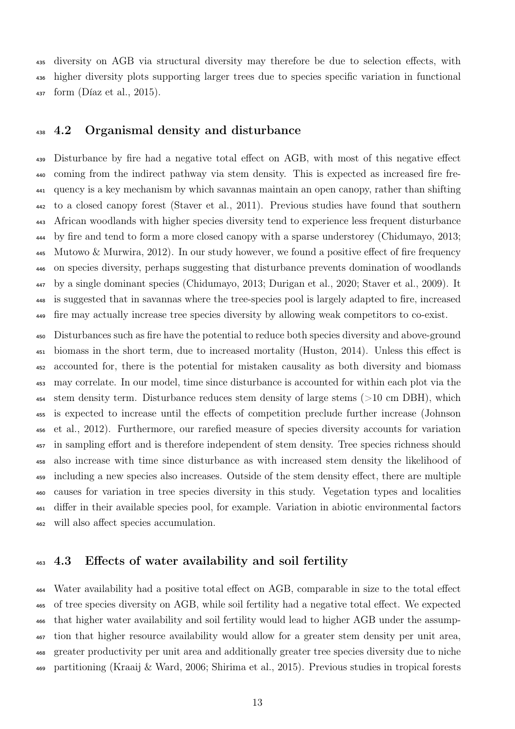diversity on AGB via structural diversity may therefore be due to selection effects, with higher diversity plots supporting larger trees due to species specific variation in functional form (Díaz et al., 2015).

## 4.2 Organismal density and disturbance

Disturbance by fire had a negative total effect on AGB, with most of this negative effect coming from the indirect pathway via stem density. This is expected as increased fire frequency is a key mechanism by which savannas maintain an open canopy, rather than shifting to a closed canopy forest (Staver et al., 2011). Previous studies have found that southern African woodlands with higher species diversity tend to experience less frequent disturbance by fire and tend to form a more closed canopy with a sparse understorey (Chidumayo, 2013; Mutowo & Murwira, 2012). In our study however, we found a positive effect of fire frequency on species diversity, perhaps suggesting that disturbance prevents domination of woodlands by a single dominant species (Chidumayo, 2013; Durigan et al., 2020; Staver et al., 2009). It is suggested that in savannas where the tree-species pool is largely adapted to fire, increased fire may actually increase tree species diversity by allowing weak competitors to co-exist.

Disturbances such as fire have the potential to reduce both species diversity and above-ground biomass in the short term, due to increased mortality (Huston, 2014). Unless this effect is accounted for, there is the potential for mistaken causality as both diversity and biomass may correlate. In our model, time since disturbance is accounted for within each plot via the stem density term. Disturbance reduces stem density of large stems (>10 cm DBH), which is expected to increase until the effects of competition preclude further increase (Johnson et al., 2012). Furthermore, our rarefied measure of species diversity accounts for variation in sampling effort and is therefore independent of stem density. Tree species richness should also increase with time since disturbance as with increased stem density the likelihood of including a new species also increases. Outside of the stem density effect, there are multiple causes for variation in tree species diversity in this study. Vegetation types and localities differ in their available species pool, for example. Variation in abiotic environmental factors will also affect species accumulation.

## 4.3 Effects of water availability and soil fertility

Water availability had a positive total effect on AGB, comparable in size to the total effect of tree species diversity on AGB, while soil fertility had a negative total effect. We expected that higher water availability and soil fertility would lead to higher AGB under the assumption that higher resource availability would allow for a greater stem density per unit area, greater productivity per unit area and additionally greater tree species diversity due to niche partitioning (Kraaij & Ward, 2006; Shirima et al., 2015). Previous studies in tropical forests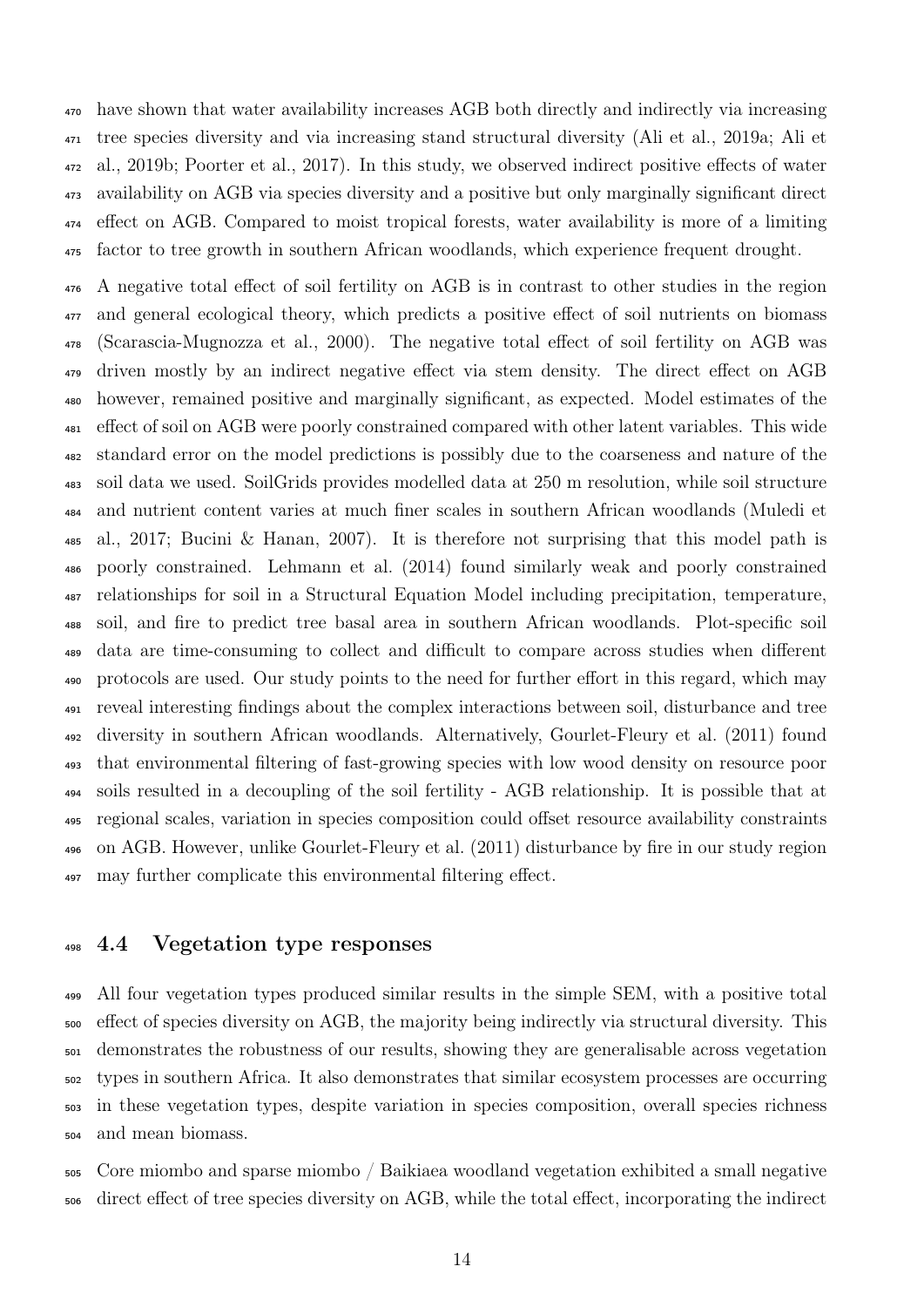have shown that water availability increases AGB both directly and indirectly via increasing tree species diversity and via increasing stand structural diversity (Ali et al., 2019a; Ali et al., 2019b; Poorter et al., 2017). In this study, we observed indirect positive effects of water availability on AGB via species diversity and a positive but only marginally significant direct effect on AGB. Compared to moist tropical forests, water availability is more of a limiting factor to tree growth in southern African woodlands, which experience frequent drought.

A negative total effect of soil fertility on AGB is in contrast to other studies in the region and general ecological theory, which predicts a positive effect of soil nutrients on biomass (Scarascia-Mugnozza et al., 2000). The negative total effect of soil fertility on AGB was driven mostly by an indirect negative effect via stem density. The direct effect on AGB however, remained positive and marginally significant, as expected. Model estimates of the effect of soil on AGB were poorly constrained compared with other latent variables. This wide standard error on the model predictions is possibly due to the coarseness and nature of the soil data we used. SoilGrids provides modelled data at 250 m resolution, while soil structure and nutrient content varies at much finer scales in southern African woodlands (Muledi et al., 2017; Bucini & Hanan, 2007). It is therefore not surprising that this model path is poorly constrained. Lehmann et al. (2014) found similarly weak and poorly constrained relationships for soil in a Structural Equation Model including precipitation, temperature, soil, and fire to predict tree basal area in southern African woodlands. Plot-specific soil data are time-consuming to collect and difficult to compare across studies when different protocols are used. Our study points to the need for further effort in this regard, which may reveal interesting findings about the complex interactions between soil, disturbance and tree diversity in southern African woodlands. Alternatively, Gourlet-Fleury et al. (2011) found that environmental filtering of fast-growing species with low wood density on resource poor soils resulted in a decoupling of the soil fertility - AGB relationship. It is possible that at regional scales, variation in species composition could offset resource availability constraints on AGB. However, unlike Gourlet-Fleury et al. (2011) disturbance by fire in our study region may further complicate this environmental filtering effect.

## 4.4 Vegetation type responses

All four vegetation types produced similar results in the simple SEM, with a positive total effect of species diversity on AGB, the majority being indirectly via structural diversity. This demonstrates the robustness of our results, showing they are generalisable across vegetation types in southern Africa. It also demonstrates that similar ecosystem processes are occurring in these vegetation types, despite variation in species composition, overall species richness and mean biomass.

Core miombo and sparse miombo / Baikiaea woodland vegetation exhibited a small negative direct effect of tree species diversity on AGB, while the total effect, incorporating the indirect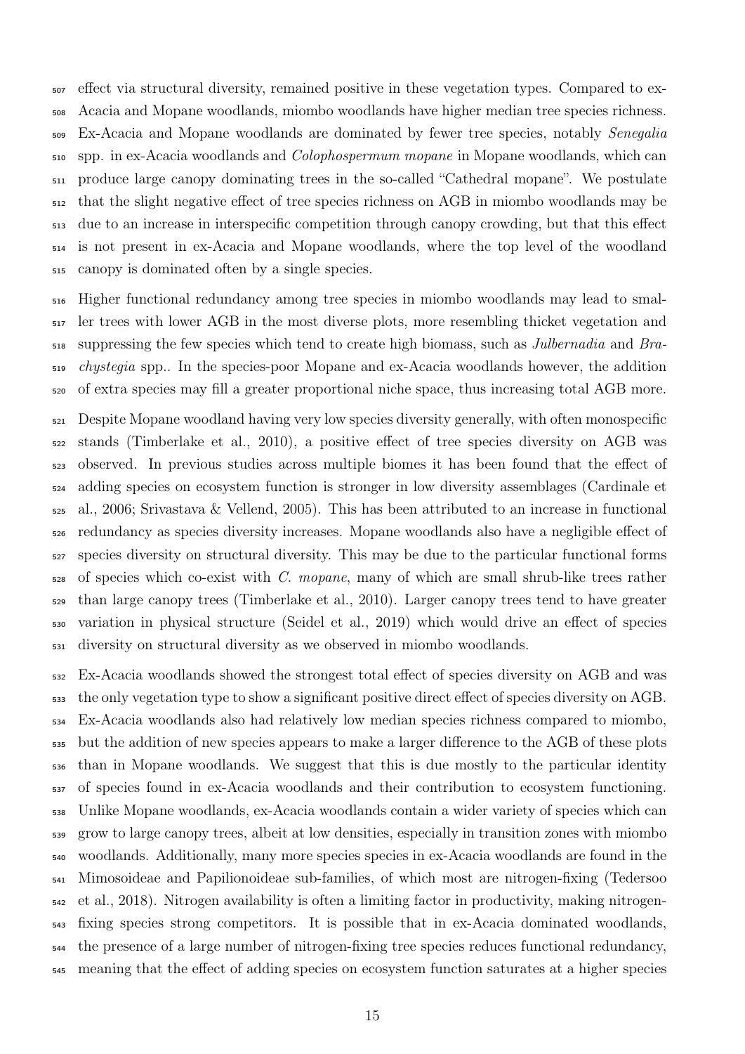effect via structural diversity, remained positive in these vegetation types. Compared to ex-Acacia and Mopane woodlands, miombo woodlands have higher median tree species richness. Ex-Acacia and Mopane woodlands are dominated by fewer tree species, notably *Senegalia* spp. in ex-Acacia woodlands and *Colophospermum mopane* in Mopane woodlands, which can produce large canopy dominating trees in the so-called "Cathedral mopane". We postulate that the slight negative effect of tree species richness on AGB in miombo woodlands may be due to an increase in interspecific competition through canopy crowding, but that this effect is not present in ex-Acacia and Mopane woodlands, where the top level of the woodland canopy is dominated often by a single species.

Higher functional redundancy among tree species in miombo woodlands may lead to smaller trees with lower AGB in the most diverse plots, more resembling thicket vegetation and suppressing the few species which tend to create high biomass, such as *Julbernadia* and *Brachystegia* spp.. In the species-poor Mopane and ex-Acacia woodlands however, the addition of extra species may fill a greater proportional niche space, thus increasing total AGB more.

Despite Mopane woodland having very low species diversity generally, with often monospecific stands (Timberlake et al., 2010), a positive effect of tree species diversity on AGB was observed. In previous studies across multiple biomes it has been found that the effect of adding species on ecosystem function is stronger in low diversity assemblages (Cardinale et al., 2006; Srivastava & Vellend, 2005). This has been attributed to an increase in functional redundancy as species diversity increases. Mopane woodlands also have a negligible effect of species diversity on structural diversity. This may be due to the particular functional forms of species which co-exist with *C. mopane*, many of which are small shrub-like trees rather than large canopy trees (Timberlake et al., 2010). Larger canopy trees tend to have greater variation in physical structure (Seidel et al., 2019) which would drive an effect of species diversity on structural diversity as we observed in miombo woodlands.

Ex-Acacia woodlands showed the strongest total effect of species diversity on AGB and was the only vegetation type to show a significant positive direct effect of species diversity on AGB. Ex-Acacia woodlands also had relatively low median species richness compared to miombo, but the addition of new species appears to make a larger difference to the AGB of these plots than in Mopane woodlands. We suggest that this is due mostly to the particular identity of species found in ex-Acacia woodlands and their contribution to ecosystem functioning. Unlike Mopane woodlands, ex-Acacia woodlands contain a wider variety of species which can grow to large canopy trees, albeit at low densities, especially in transition zones with miombo woodlands. Additionally, many more species species in ex-Acacia woodlands are found in the Mimosoideae and Papilionoideae sub-families, of which most are nitrogen-fixing (Tedersoo et al., 2018). Nitrogen availability is often a limiting factor in productivity, making nitrogen-fixing species strong competitors. It is possible that in ex-Acacia dominated woodlands, the presence of a large number of nitrogen-fixing tree species reduces functional redundancy, meaning that the effect of adding species on ecosystem function saturates at a higher species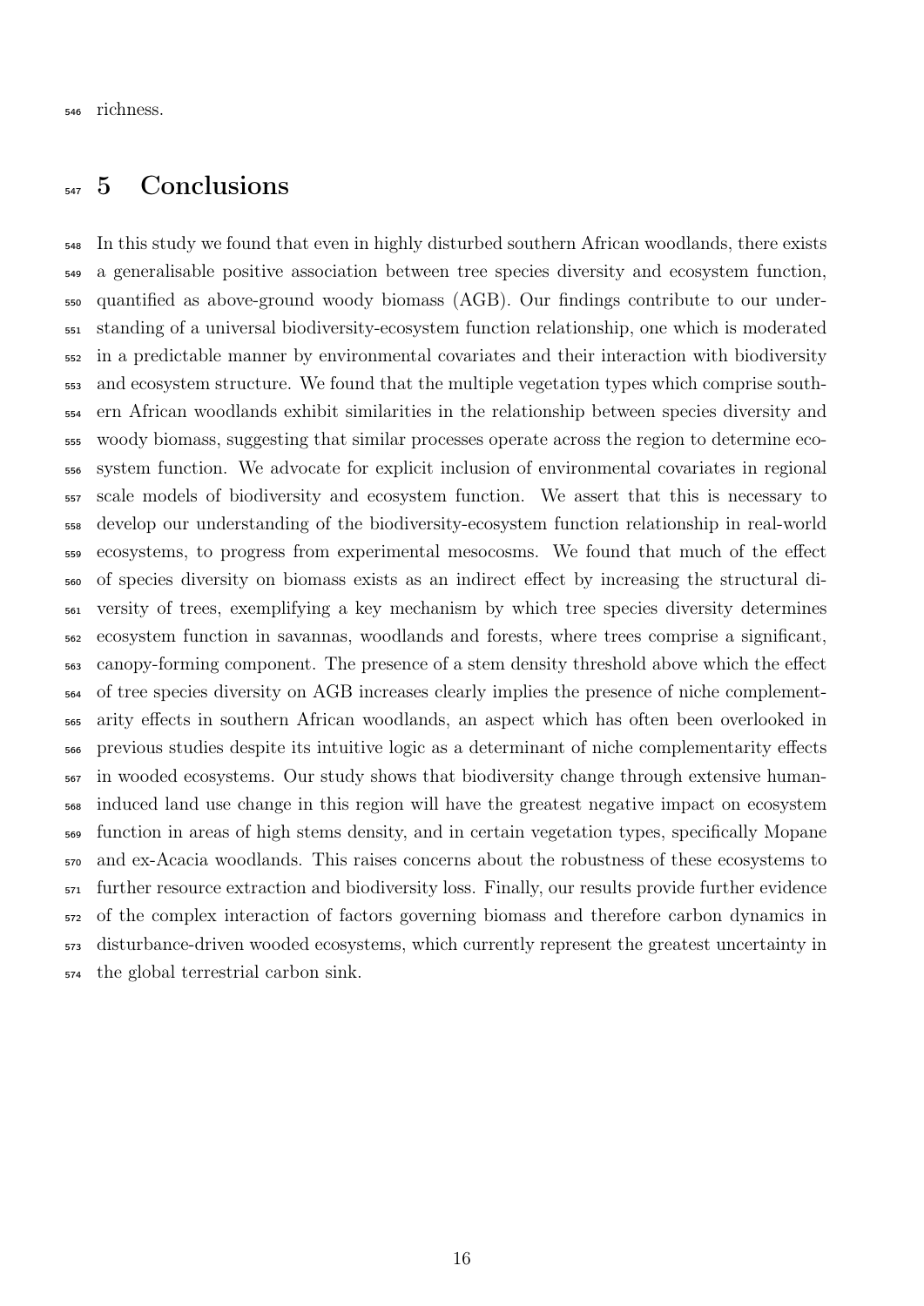richness.

## 5 Conclusions

In this study we found that even in highly disturbed southern African woodlands, there exists a generalisable positive association between tree species diversity and ecosystem function, quantified as above-ground woody biomass (AGB). Our findings contribute to our understanding of a universal biodiversity-ecosystem function relationship, one which is moderated in a predictable manner by environmental covariates and their interaction with biodiversity and ecosystem structure. We found that the multiple vegetation types which comprise southern African woodlands exhibit similarities in the relationship between species diversity and woody biomass, suggesting that similar processes operate across the region to determine ecosystem function. We advocate for explicit inclusion of environmental covariates in regional scale models of biodiversity and ecosystem function. We assert that this is necessary to develop our understanding of the biodiversity-ecosystem function relationship in real-world ecosystems, to progress from experimental mesocosms. We found that much of the effect of species diversity on biomass exists as an indirect effect by increasing the structural diversity of trees, exemplifying a key mechanism by which tree species diversity determines ecosystem function in savannas, woodlands and forests, where trees comprise a significant, canopy-forming component. The presence of a stem density threshold above which the effect of tree species diversity on AGB increases clearly implies the presence of niche complementarity effects in southern African woodlands, an aspect which has often been overlooked in previous studies despite its intuitive logic as a determinant of niche complementarity effects in wooded ecosystems. Our study shows that biodiversity change through extensive human-induced land use change in this region will have the greatest negative impact on ecosystem function in areas of high stems density, and in certain vegetation types, specifically Mopane and ex-Acacia woodlands. This raises concerns about the robustness of these ecosystems to further resource extraction and biodiversity loss. Finally, our results provide further evidence of the complex interaction of factors governing biomass and therefore carbon dynamics in disturbance-driven wooded ecosystems, which currently represent the greatest uncertainty in the global terrestrial carbon sink.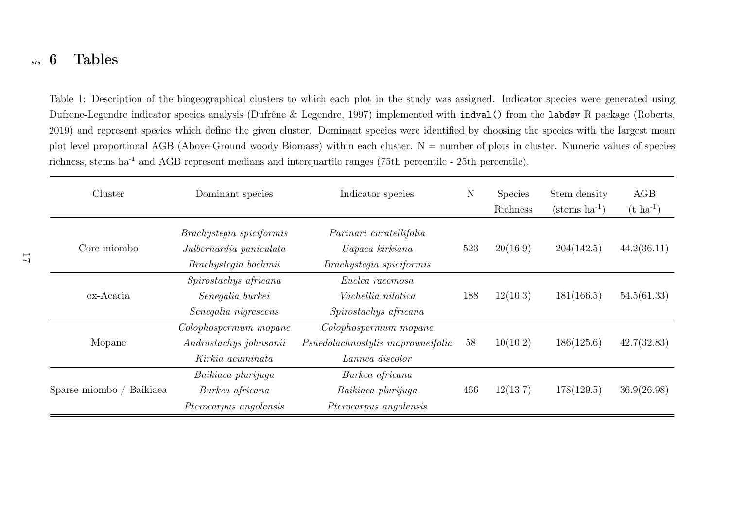# 6 Tables

Table 1: Description of the biogeographical clusters to which each plot in the study was assigned. Indicator species were generated using Dufrene-Legendre indicator species analysis (Dufrêne & Legendre, 1997) implemented with `indval()` from the `labdsv` R package (Roberts, 2019) and represent species which define the given cluster. Dominant species were identified by choosing the species with the largest mean plot level proportional AGB (Above-Ground woody Biomass) within each cluster. N = number of plots in cluster. Numeric values of species richness, stems ha$^{-1}$ and AGB represent medians and interquartile ranges (75th percentile - 25th percentile).

| Cluster | Dominant species | Indicator species | N | Species Richness | Stem density (stems ha$^{-1}$) | AGB (t ha$^{-1}$) |
|---|---|---|---|---|---|---|
| Core miombo | *Brachystegia spiciformis*<br>*Julbernardia paniculata*<br>*Brachystegia boehmii* | *Parinari curatellifolia*<br>*Uapaca kirkiana*<br>*Brachystegia spiciformis* | 523 | 20(16.9) | 204(142.5) | 44.2(36.11) |
| ex-Acacia | *Spirostachys africana*<br>*Senegalia burkei*<br>*Senegalia nigrescens* | *Euclea racemosa*<br>*Vachellia nilotica*<br>*Spirostachys africana* | 188 | 12(10.3) | 181(166.5) | 54.5(61.33) |
| Mopane | *Colophospermum mopane*<br>*Androstachys johnsonii*<br>*Kirkia acuminata* | *Colophospermum mopane*<br>*Psuedolachnostylis maprouneifolia*<br>*Lannea discolor* | 58 | 10(10.2) | 186(125.6) | 42.7(32.83) |
| Sparse miombo / Baikiaea | *Baikiaea plurijuga*<br>*Burkea africana*<br>*Pterocarpus angolensis* | *Burkea africana*<br>*Baikiaea plurijuga*<br>*Pterocarpus angolensis* | 466 | 12(13.7) | 178(129.5) | 36.9(26.98) |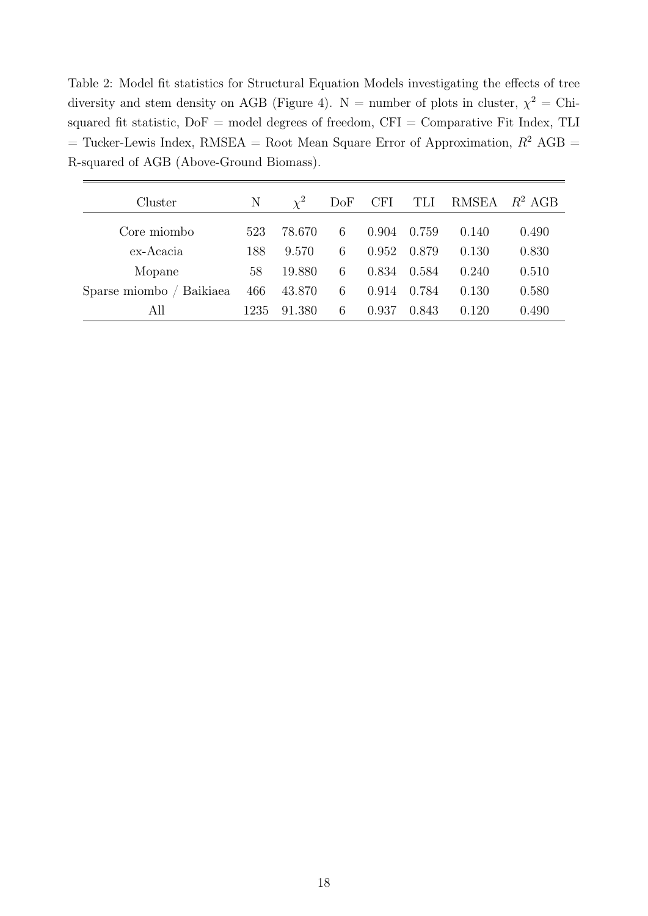Table 2: Model fit statistics for Structural Equation Models investigating the effects of tree diversity and stem density on AGB (Figure 4). N = number of plots in cluster, $\chi^2$ = Chi-squared fit statistic, DoF = model degrees of freedom, CFI = Comparative Fit Index, TLI = Tucker-Lewis Index, RMSEA = Root Mean Square Error of Approximation, $R^2$ AGB = R-squared of AGB (Above-Ground Biomass).

| Cluster | N | $\chi^2$ | DoF | CFI | TLI | RMSEA | $R^2$ AGB |
|---|---|---|---|---|---|---|---|
| Core miombo | 523 | 78.670 | 6 | 0.904 | 0.759 | 0.140 | 0.490 |
| ex-Acacia | 188 | 9.570 | 6 | 0.952 | 0.879 | 0.130 | 0.830 |
| Mopane | 58 | 19.880 | 6 | 0.834 | 0.584 | 0.240 | 0.510 |
| Sparse miombo / Baikiaea | 466 | 43.870 | 6 | 0.914 | 0.784 | 0.130 | 0.580 |
| All | 1235 | 91.380 | 6 | 0.937 | 0.843 | 0.120 | 0.490 |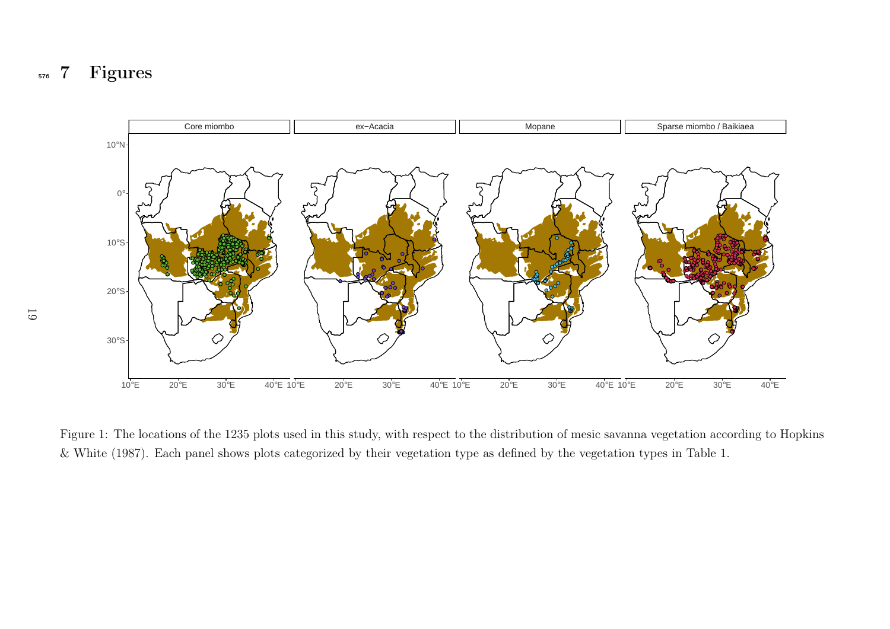# 7 Figures

Figure 1: The locations of the 1235 plots used in this study, with respect to the distribution of mesic savanna vegetation according to Hopkins & White (1987). Each panel shows plots categorized by their vegetation type as defined by the vegetation types in Table 1.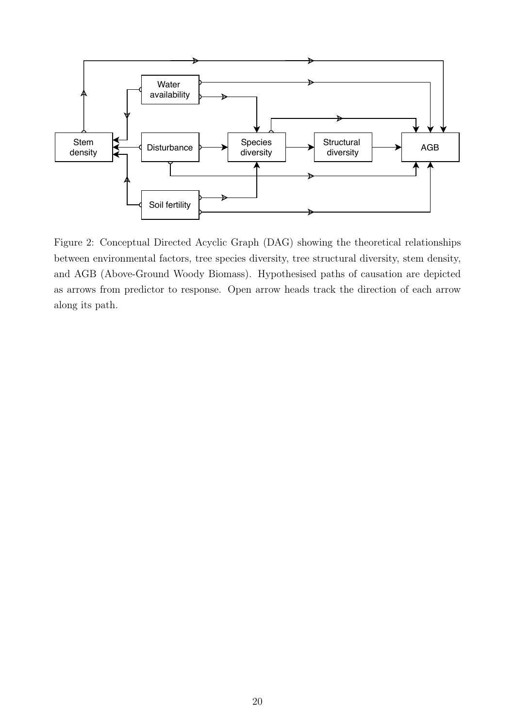Figure 2: Conceptual Directed Acyclic Graph (DAG) showing the theoretical relationships between environmental factors, tree species diversity, tree structural diversity, stem density, and AGB (Above-Ground Woody Biomass). Hypothesised paths of causation are depicted as arrows from predictor to response. Open arrow heads track the direction of each arrow along its path.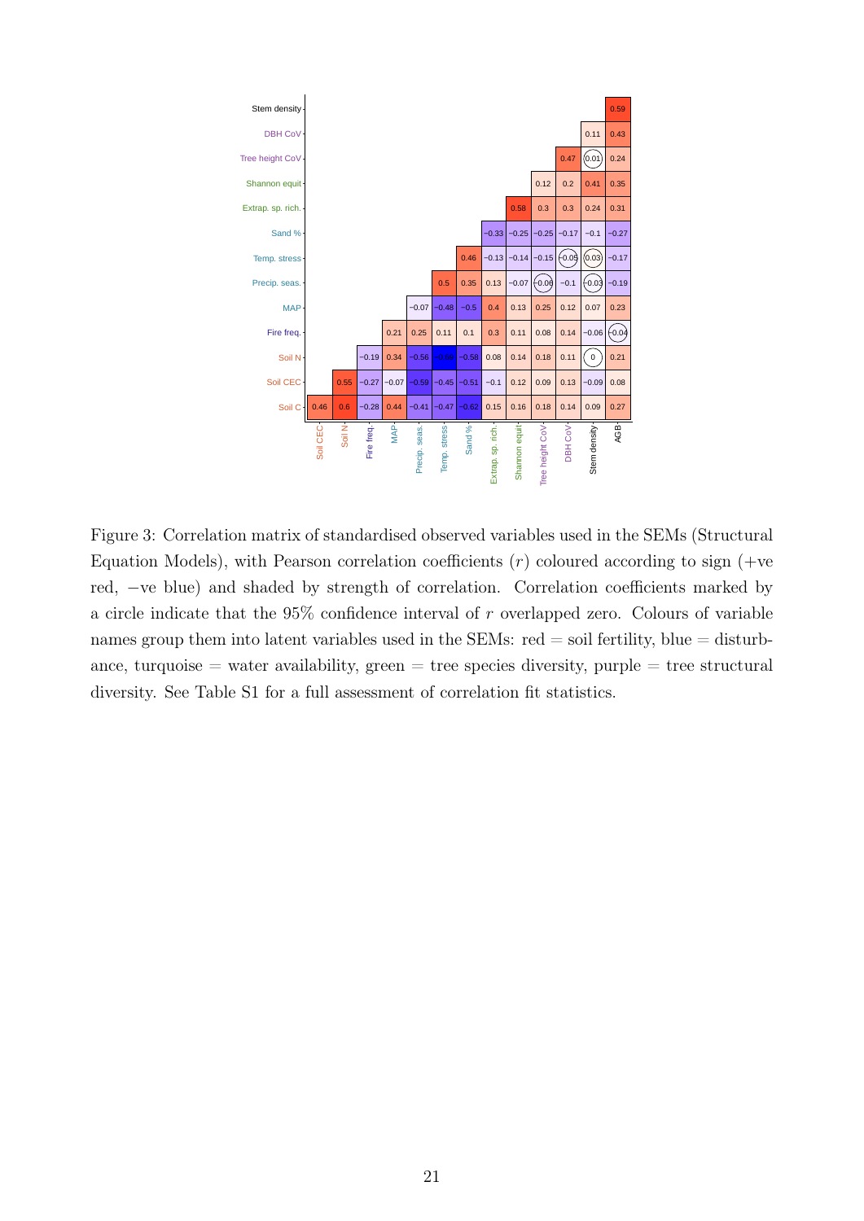| | Soil CEC | Soil N | Fire freq. | MAP | Precip. seas. | Temp. stress | Sand % | Extrap. sp. rich. | Shannon equit | Tree height CoV | DBH CoV | Stem density | AGB |
|---|---|---|---|---|---|---|---|---|---|---|---|---|---|
| Stem density | | | | | | | | | | | | | 0.59 |
| DBH CoV | | | | | | | | | | | | 0.11 | 0.43 |
| Tree height CoV | | | | | | | | | | | 0.47 | (0.01) | 0.24 |
| Shannon equit | | | | | | | | | | 0.12 | 0.2 | 0.41 | 0.35 |
| Extrap. sp. rich. | | | | | | | | | 0.58 | 0.3 | 0.3 | 0.24 | 0.31 |
| Sand % | | | | | | | | −0.33 | −0.25 | −0.25 | −0.17 | −0.1 | −0.27 |
| Temp. stress | | | | | | | 0.46 | −0.13 | −0.14 | −0.15 | (−0.05) | (0.03) | −0.17 |
| Precip. seas. | | | | | | 0.5 | 0.35 | 0.13 | −0.07 | (−0.06) | −0.1 | (−0.03) | −0.19 |
| MAP | | | | | −0.07 | −0.48 | −0.5 | 0.4 | 0.13 | 0.25 | 0.12 | 0.07 | 0.23 |
| Fire freq. | | | | 0.21 | 0.25 | 0.11 | 0.1 | 0.3 | 0.11 | 0.08 | 0.14 | −0.06 | (−0.04) |
| Soil N | | | −0.19 | 0.34 | −0.56 | −0.64 | −0.58 | 0.08 | 0.14 | 0.18 | 0.11 | (0) | 0.21 |
| Soil CEC | | 0.55 | −0.27 | −0.07 | −0.59 | −0.45 | −0.51 | −0.1 | 0.12 | 0.09 | 0.13 | −0.09 | 0.08 |
| Soil C | 0.46 | 0.6 | −0.28 | 0.44 | −0.41 | −0.47 | −0.62 | 0.15 | 0.16 | 0.18 | 0.14 | 0.09 | 0.27 |

Figure 3: Correlation matrix of standardised observed variables used in the SEMs (Structural Equation Models), with Pearson correlation coefficients ($r$) coloured according to sign (+ve red, −ve blue) and shaded by strength of correlation. Correlation coefficients marked by a circle indicate that the 95% confidence interval of $r$ overlapped zero. Colours of variable names group them into latent variables used in the SEMs: red = soil fertility, blue = disturbance, turquoise = water availability, green = tree species diversity, purple = tree structural diversity. See Table S1 for a full assessment of correlation fit statistics.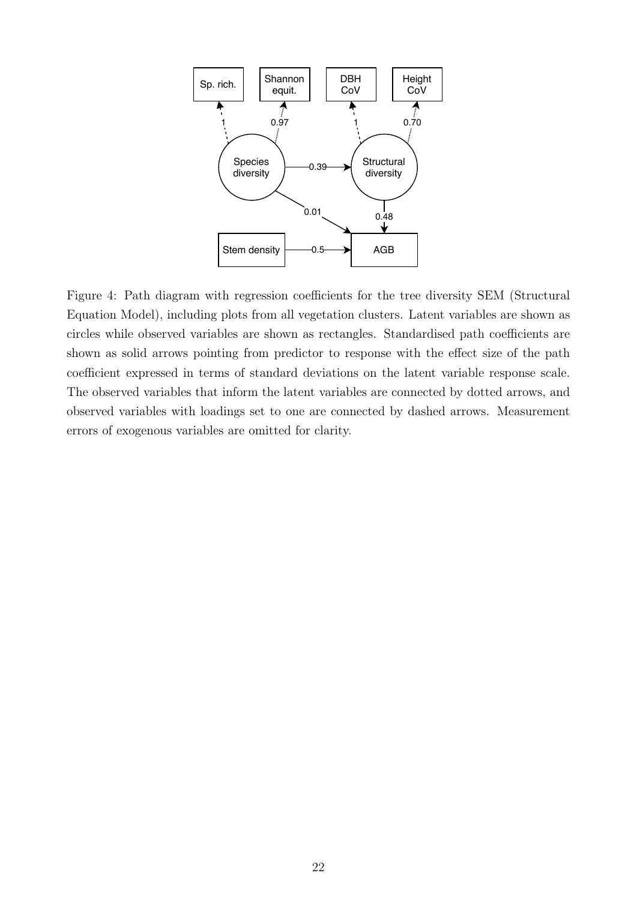Figure 4: Path diagram with regression coefficients for the tree diversity SEM (Structural Equation Model), including plots from all vegetation clusters. Latent variables are shown as circles while observed variables are shown as rectangles. Standardised path coefficients are shown as solid arrows pointing from predictor to response with the effect size of the path coefficient expressed in terms of standard deviations on the latent variable response scale. The observed variables that inform the latent variables are connected by dotted arrows, and observed variables with loadings set to one are connected by dashed arrows. Measurement errors of exogenous variables are omitted for clarity.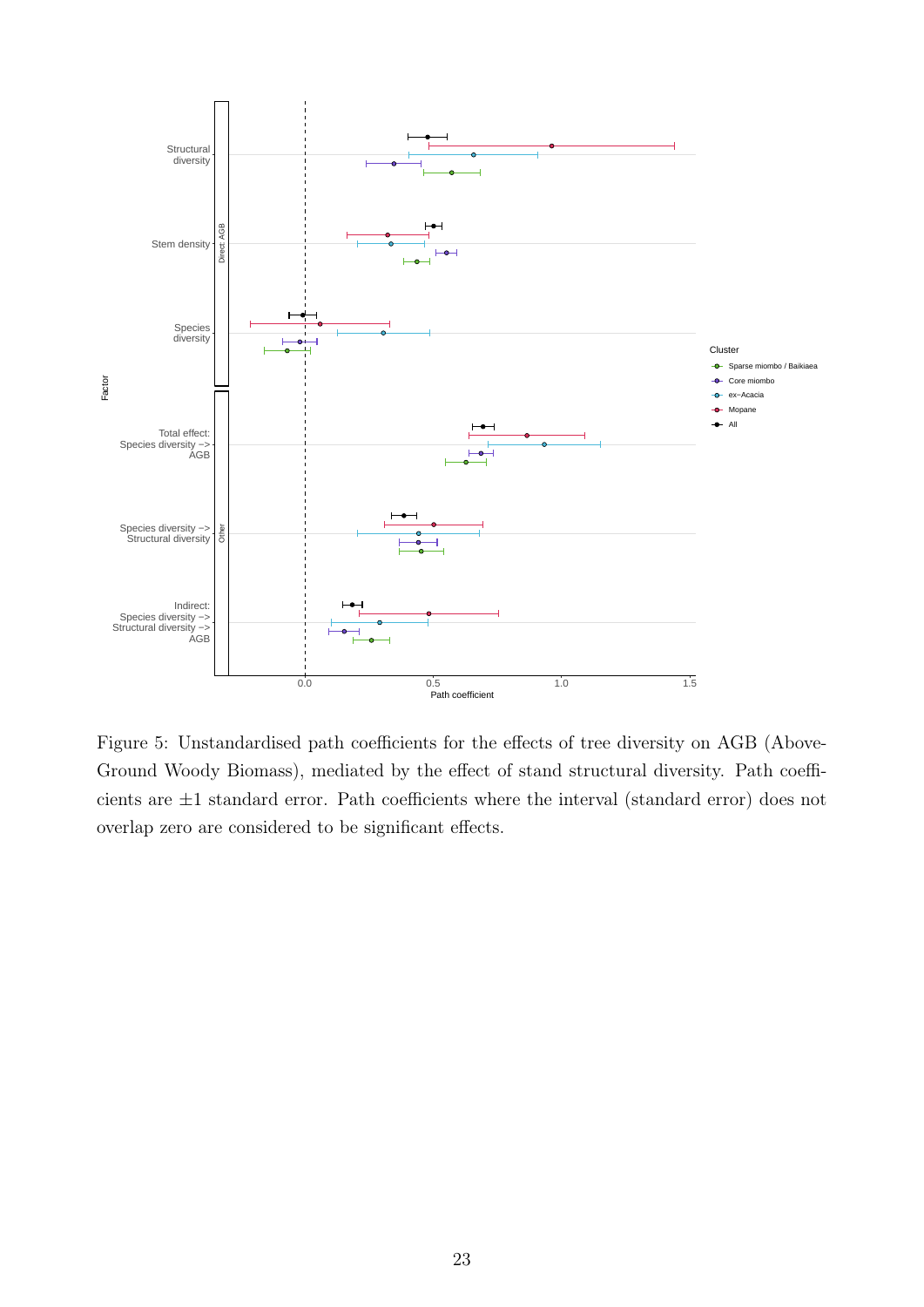Figure 5: Unstandardised path coefficients for the effects of tree diversity on AGB (Above-Ground Woody Biomass), mediated by the effect of stand structural diversity. Path coefficients are ±1 standard error. Path coefficients where the interval (standard error) does not overlap zero are considered to be significant effects.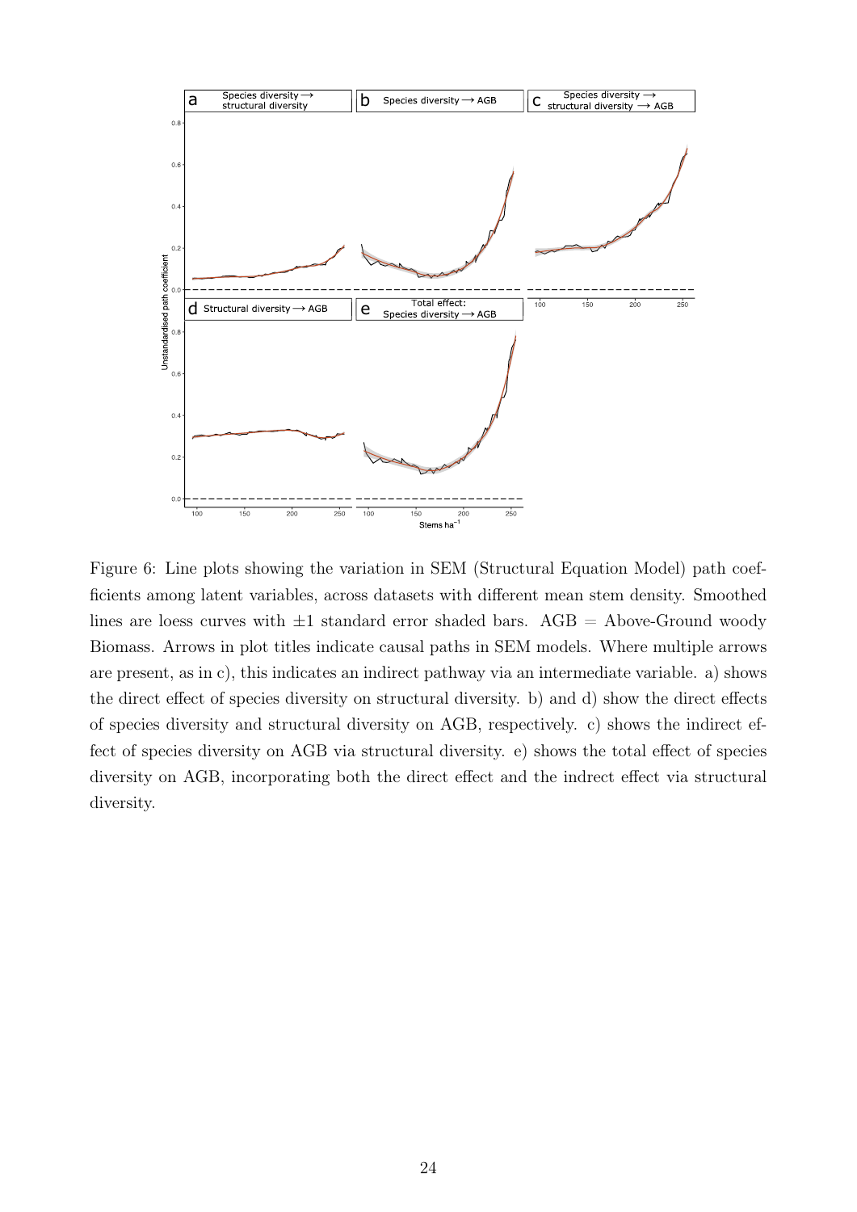Figure 6: Line plots showing the variation in SEM (Structural Equation Model) path coefficients among latent variables, across datasets with different mean stem density. Smoothed lines are loess curves with ±1 standard error shaded bars. AGB = Above-Ground woody Biomass. Arrows in plot titles indicate causal paths in SEM models. Where multiple arrows are present, as in c), this indicates an indirect pathway via an intermediate variable. a) shows the direct effect of species diversity on structural diversity. b) and d) show the direct effects of species diversity and structural diversity on AGB, respectively. c) shows the indirect effect of species diversity on AGB via structural diversity. e) shows the total effect of species diversity on AGB, incorporating both the direct effect and the indirect effect via structural diversity.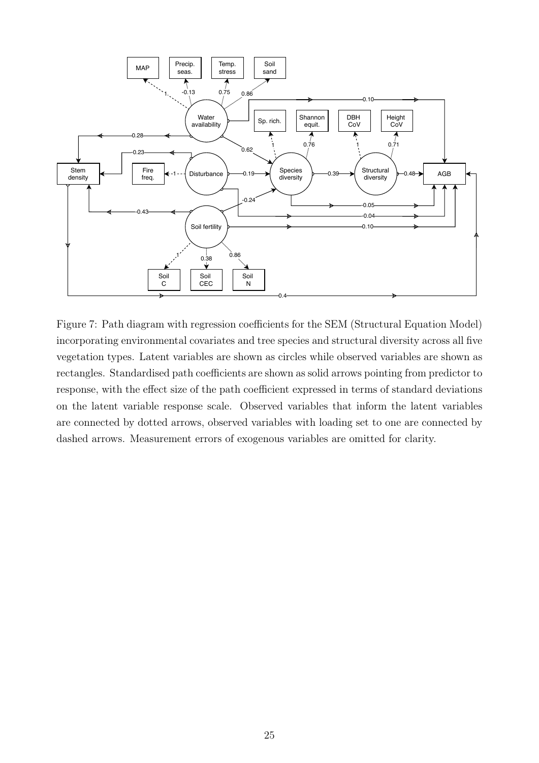Figure 7: Path diagram with regression coefficients for the SEM (Structural Equation Model) incorporating environmental covariates and tree species and structural diversity across all five vegetation types. Latent variables are shown as circles while observed variables are shown as rectangles. Standardised path coefficients are shown as solid arrows pointing from predictor to response, with the effect size of the path coefficient expressed in terms of standard deviations on the latent variable response scale. Observed variables that inform the latent variables are connected by dotted arrows, observed variables with loading set to one are connected by dashed arrows. Measurement errors of exogenous variables are omitted for clarity.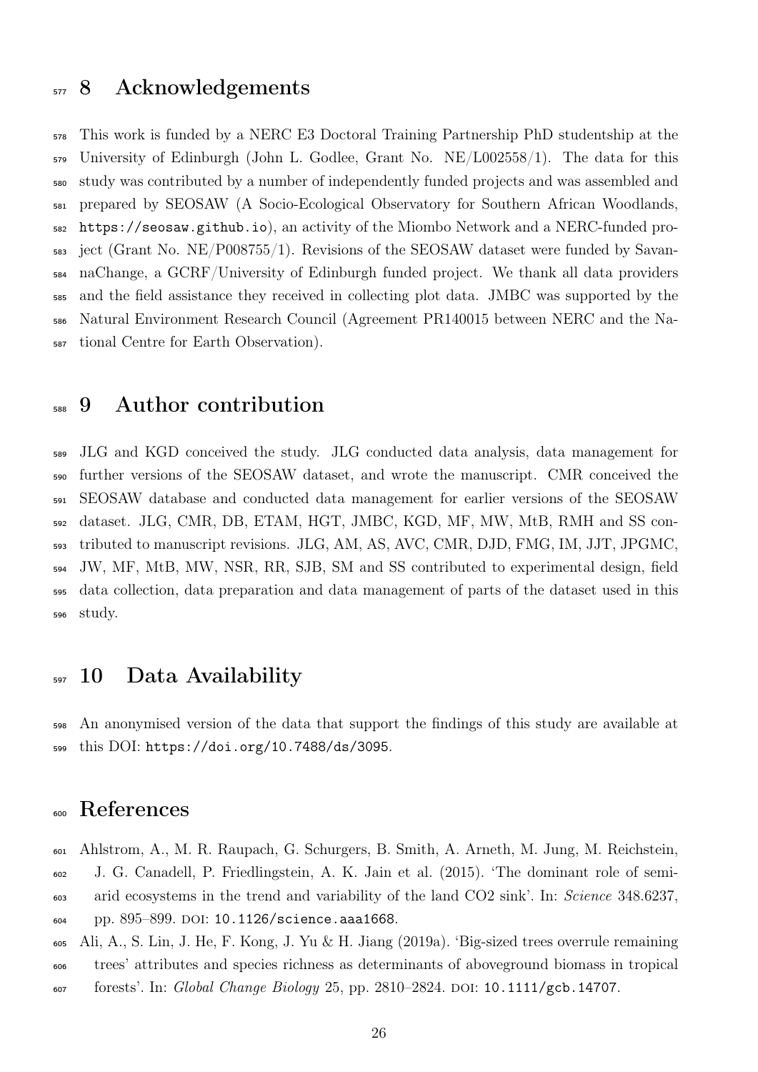# 8 Acknowledgements

This work is funded by a NERC E3 Doctoral Training Partnership PhD studentship at the University of Edinburgh (John L. Godlee, Grant No. NE/L002558/1). The data for this study was contributed by a number of independently funded projects and was assembled and prepared by SEOSAW (A Socio-Ecological Observatory for Southern African Woodlands, `https://seosaw.github.io`), an activity of the Miombo Network and a NERC-funded project (Grant No. NE/P008755/1). Revisions of the SEOSAW dataset were funded by SavannaChange, a GCRF/University of Edinburgh funded project. We thank all data providers and the field assistance they received in collecting plot data. JMBC was supported by the Natural Environment Research Council (Agreement PR140015 between NERC and the National Centre for Earth Observation).

# 9 Author contribution

JLG and KGD conceived the study. JLG conducted data analysis, data management for further versions of the SEOSAW dataset, and wrote the manuscript. CMR conceived the SEOSAW database and conducted data management for earlier versions of the SEOSAW dataset. JLG, CMR, DB, ETAM, HGT, JMBC, KGD, MF, MW, MtB, RMH and SS contributed to manuscript revisions. JLG, AM, AS, AVC, CMR, DJD, FMG, IM, JJT, JPGMC, JW, MF, MtB, MW, NSR, RR, SJB, SM and SS contributed to experimental design, field data collection, data preparation and data management of parts of the dataset used in this study.

# 10 Data Availability

An anonymised version of the data that support the findings of this study are available at this DOI: `https://doi.org/10.7488/ds/3095`.

# References

Ahlstrom, A., M. R. Raupach, G. Schurgers, B. Smith, A. Arneth, M. Jung, M. Reichstein, J. G. Canadell, P. Friedlingstein, A. K. Jain et al. (2015). 'The dominant role of semi-arid ecosystems in the trend and variability of the land CO2 sink'. In: *Science* 348.6237, pp. 895–899. DOI: `10.1126/science.aaa1668`.

Ali, A., S. Lin, J. He, F. Kong, J. Yu & H. Jiang (2019a). 'Big-sized trees overrule remaining trees' attributes and species richness as determinants of aboveground biomass in tropical forests'. In: *Global Change Biology* 25, pp. 2810–2824. DOI: `10.1111/gcb.14707`.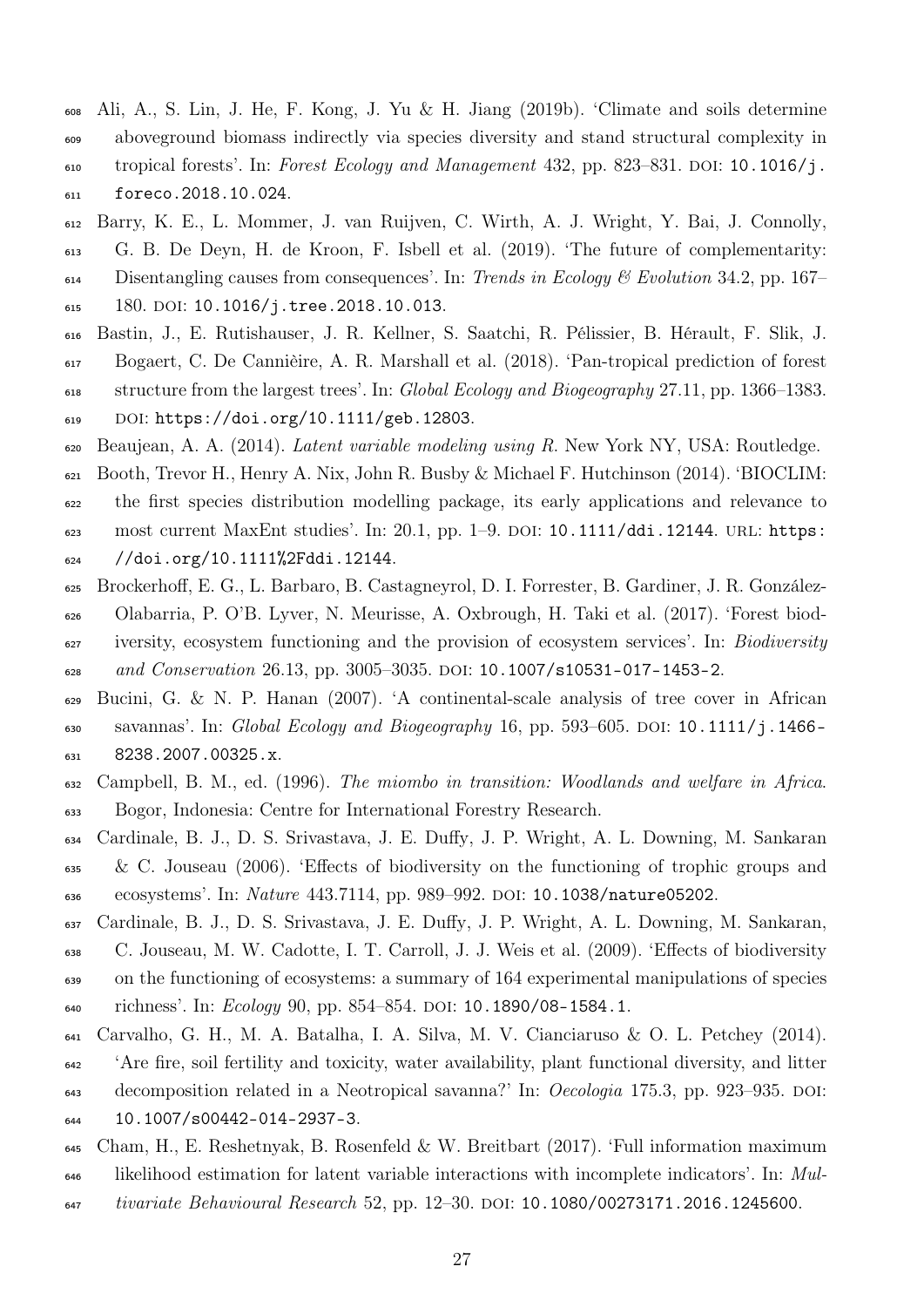Ali, A., S. Lin, J. He, F. Kong, J. Yu & H. Jiang (2019b). 'Climate and soils determine aboveground biomass indirectly via species diversity and stand structural complexity in tropical forests'. In: *Forest Ecology and Management* 432, pp. 823–831. DOI: 10.1016/j.foreco.2018.10.024.

Barry, K. E., L. Mommer, J. van Ruijven, C. Wirth, A. J. Wright, Y. Bai, J. Connolly, G. B. De Deyn, H. de Kroon, F. Isbell et al. (2019). 'The future of complementarity: Disentangling causes from consequences'. In: *Trends in Ecology & Evolution* 34.2, pp. 167–180. DOI: 10.1016/j.tree.2018.10.013.

Bastin, J., E. Rutishauser, J. R. Kellner, S. Saatchi, R. Pélissier, B. Hérault, F. Slik, J. Bogaert, C. De Cannièire, A. R. Marshall et al. (2018). 'Pan-tropical prediction of forest structure from the largest trees'. In: *Global Ecology and Biogeography* 27.11, pp. 1366–1383. DOI: https://doi.org/10.1111/geb.12803.

Beaujean, A. A. (2014). *Latent variable modeling using R*. New York NY, USA: Routledge.

Booth, Trevor H., Henry A. Nix, John R. Busby & Michael F. Hutchinson (2014). 'BIOCLIM: the first species distribution modelling package, its early applications and relevance to most current MaxEnt studies'. In: 20.1, pp. 1–9. DOI: 10.1111/ddi.12144. URL: https://doi.org/10.1111%2Fddi.12144.

Brockerhoff, E. G., L. Barbaro, B. Castagneyrol, D. I. Forrester, B. Gardiner, J. R. González-Olabarria, P. O'B. Lyver, N. Meurisse, A. Oxbrough, H. Taki et al. (2017). 'Forest biodiversity, ecosystem functioning and the provision of ecosystem services'. In: *Biodiversity and Conservation* 26.13, pp. 3005–3035. DOI: 10.1007/s10531-017-1453-2.

Bucini, G. & N. P. Hanan (2007). 'A continental-scale analysis of tree cover in African savannas'. In: *Global Ecology and Biogeography* 16, pp. 593–605. DOI: 10.1111/j.1466-8238.2007.00325.x.

Campbell, B. M., ed. (1996). *The miombo in transition: Woodlands and welfare in Africa*. Bogor, Indonesia: Centre for International Forestry Research.

Cardinale, B. J., D. S. Srivastava, J. E. Duffy, J. P. Wright, A. L. Downing, M. Sankaran & C. Jouseau (2006). 'Effects of biodiversity on the functioning of trophic groups and ecosystems'. In: *Nature* 443.7114, pp. 989–992. DOI: 10.1038/nature05202.

Cardinale, B. J., D. S. Srivastava, J. E. Duffy, J. P. Wright, A. L. Downing, M. Sankaran, C. Jouseau, M. W. Cadotte, I. T. Carroll, J. J. Weis et al. (2009). 'Effects of biodiversity on the functioning of ecosystems: a summary of 164 experimental manipulations of species richness'. In: *Ecology* 90, pp. 854–854. DOI: 10.1890/08-1584.1.

Carvalho, G. H., M. A. Batalha, I. A. Silva, M. V. Cianciaruso & O. L. Petchey (2014). 'Are fire, soil fertility and toxicity, water availability, plant functional diversity, and litter decomposition related in a Neotropical savanna?' In: *Oecologia* 175.3, pp. 923–935. DOI: 10.1007/s00442-014-2937-3.

Cham, H., E. Reshetnyak, B. Rosenfeld & W. Breitbart (2017). 'Full information maximum likelihood estimation for latent variable interactions with incomplete indicators'. In: *Multivariate Behavioural Research* 52, pp. 12–30. DOI: 10.1080/00273171.2016.1245600.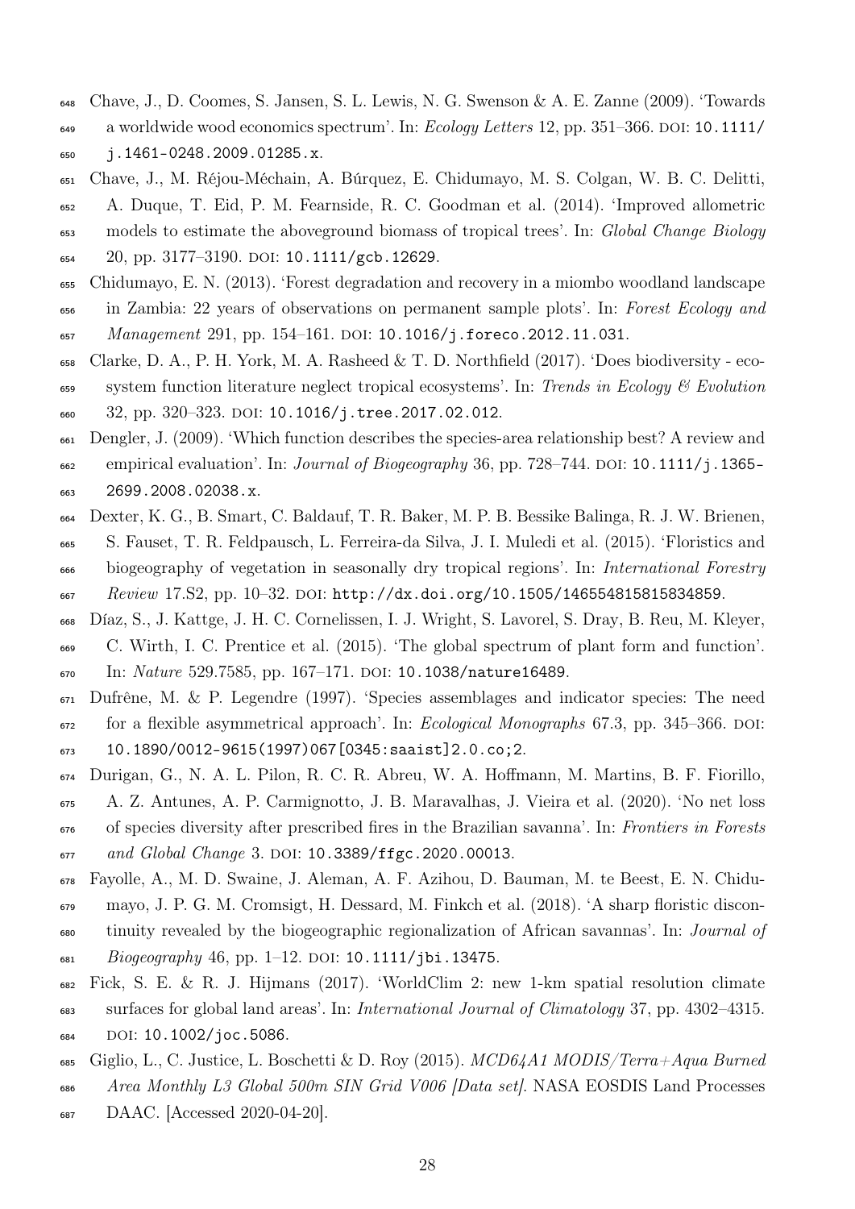Chave, J., D. Coomes, S. Jansen, S. L. Lewis, N. G. Swenson & A. E. Zanne (2009). 'Towards a worldwide wood economics spectrum'. In: *Ecology Letters* 12, pp. 351–366. DOI: 10.1111/j.1461-0248.2009.01285.x.

Chave, J., M. Réjou-Méchain, A. Búrquez, E. Chidumayo, M. S. Colgan, W. B. C. Delitti, A. Duque, T. Eid, P. M. Fearnside, R. C. Goodman et al. (2014). 'Improved allometric models to estimate the aboveground biomass of tropical trees'. In: *Global Change Biology* 20, pp. 3177–3190. DOI: 10.1111/gcb.12629.

Chidumayo, E. N. (2013). 'Forest degradation and recovery in a miombo woodland landscape in Zambia: 22 years of observations on permanent sample plots'. In: *Forest Ecology and Management* 291, pp. 154–161. DOI: 10.1016/j.foreco.2012.11.031.

Clarke, D. A., P. H. York, M. A. Rasheed & T. D. Northfield (2017). 'Does biodiversity - ecosystem function literature neglect tropical ecosystems'. In: *Trends in Ecology & Evolution* 32, pp. 320–323. DOI: 10.1016/j.tree.2017.02.012.

Dengler, J. (2009). 'Which function describes the species-area relationship best? A review and empirical evaluation'. In: *Journal of Biogeography* 36, pp. 728–744. DOI: 10.1111/j.1365-2699.2008.02038.x.

Dexter, K. G., B. Smart, C. Baldauf, T. R. Baker, M. P. B. Bessike Balinga, R. J. W. Brienen, S. Fauset, T. R. Feldpausch, L. Ferreira-da Silva, J. I. Muledi et al. (2015). 'Floristics and biogeography of vegetation in seasonally dry tropical regions'. In: *International Forestry Review* 17.S2, pp. 10–32. DOI: http://dx.doi.org/10.1505/146554815815834859.

Díaz, S., J. Kattge, J. H. C. Cornelissen, I. J. Wright, S. Lavorel, S. Dray, B. Reu, M. Kleyer, C. Wirth, I. C. Prentice et al. (2015). 'The global spectrum of plant form and function'. In: *Nature* 529.7585, pp. 167–171. DOI: 10.1038/nature16489.

Dufrêne, M. & P. Legendre (1997). 'Species assemblages and indicator species: The need for a flexible asymmetrical approach'. In: *Ecological Monographs* 67.3, pp. 345–366. DOI: 10.1890/0012-9615(1997)067[0345:saaist]2.0.co;2.

Durigan, G., N. A. L. Pilon, R. C. R. Abreu, W. A. Hoffmann, M. Martins, B. F. Fiorillo, A. Z. Antunes, A. P. Carmignotto, J. B. Maravalhas, J. Vieira et al. (2020). 'No net loss of species diversity after prescribed fires in the Brazilian savanna'. In: *Frontiers in Forests and Global Change* 3. DOI: 10.3389/ffgc.2020.00013.

Fayolle, A., M. D. Swaine, J. Aleman, A. F. Azihou, D. Bauman, M. te Beest, E. N. Chidumayo, J. P. G. M. Cromsigt, H. Dessard, M. Finkch et al. (2018). 'A sharp floristic discontinuity revealed by the biogeographic regionalization of African savannas'. In: *Journal of Biogeography* 46, pp. 1–12. DOI: 10.1111/jbi.13475.

Fick, S. E. & R. J. Hijmans (2017). 'WorldClim 2: new 1-km spatial resolution climate surfaces for global land areas'. In: *International Journal of Climatology* 37, pp. 4302–4315. DOI: 10.1002/joc.5086.

Giglio, L., C. Justice, L. Boschetti & D. Roy (2015). *MCD64A1 MODIS/Terra+Aqua Burned Area Monthly L3 Global 500m SIN Grid V006 [Data set]*. NASA EOSDIS Land Processes DAAC. [Accessed 2020-04-20].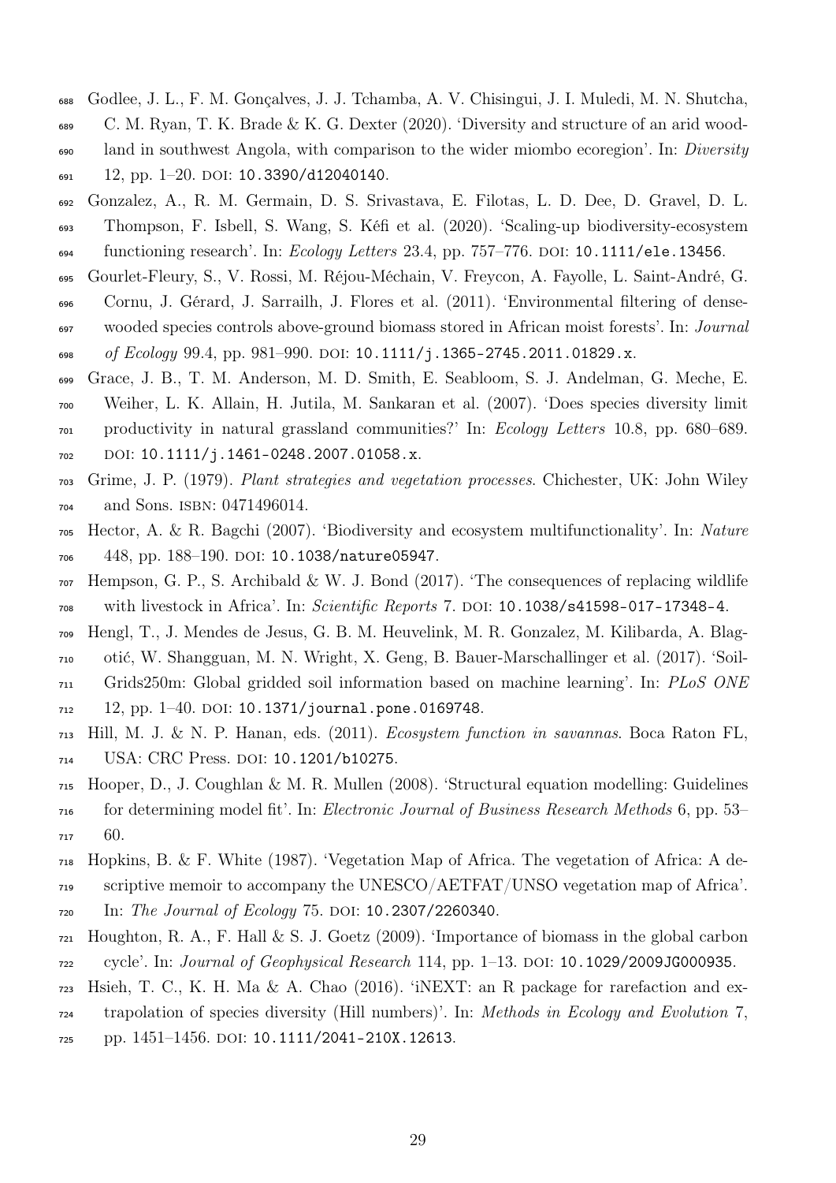Godlee, J. L., F. M. Gonçalves, J. J. Tchamba, A. V. Chisingui, J. I. Muledi, M. N. Shutcha, C. M. Ryan, T. K. Brade & K. G. Dexter (2020). 'Diversity and structure of an arid woodland in southwest Angola, with comparison to the wider miombo ecoregion'. In: *Diversity* 12, pp. 1–20. DOI: 10.3390/d12040140.

Gonzalez, A., R. M. Germain, D. S. Srivastava, E. Filotas, L. D. Dee, D. Gravel, D. L. Thompson, F. Isbell, S. Wang, S. Kéfi et al. (2020). 'Scaling-up biodiversity-ecosystem functioning research'. In: *Ecology Letters* 23.4, pp. 757–776. DOI: 10.1111/ele.13456.

Gourlet-Fleury, S., V. Rossi, M. Réjou-Méchain, V. Freycon, A. Fayolle, L. Saint-André, G. Cornu, J. Gérard, J. Sarrailh, J. Flores et al. (2011). 'Environmental filtering of dense-wooded species controls above-ground biomass stored in African moist forests'. In: *Journal of Ecology* 99.4, pp. 981–990. DOI: 10.1111/j.1365-2745.2011.01829.x.

Grace, J. B., T. M. Anderson, M. D. Smith, E. Seabloom, S. J. Andelman, G. Meche, E. Weiher, L. K. Allain, H. Jutila, M. Sankaran et al. (2007). 'Does species diversity limit productivity in natural grassland communities?' In: *Ecology Letters* 10.8, pp. 680–689. DOI: 10.1111/j.1461-0248.2007.01058.x.

Grime, J. P. (1979). *Plant strategies and vegetation processes*. Chichester, UK: John Wiley and Sons. ISBN: 0471496014.

Hector, A. & R. Bagchi (2007). 'Biodiversity and ecosystem multifunctionality'. In: *Nature* 448, pp. 188–190. DOI: 10.1038/nature05947.

Hempson, G. P., S. Archibald & W. J. Bond (2017). 'The consequences of replacing wildlife with livestock in Africa'. In: *Scientific Reports* 7. DOI: 10.1038/s41598-017-17348-4.

Hengl, T., J. Mendes de Jesus, G. B. M. Heuvelink, M. R. Gonzalez, M. Kilibarda, A. Blagotić, W. Shangguan, M. N. Wright, X. Geng, B. Bauer-Marschallinger et al. (2017). 'SoilGrids250m: Global gridded soil information based on machine learning'. In: *PLoS ONE* 12, pp. 1–40. DOI: 10.1371/journal.pone.0169748.

Hill, M. J. & N. P. Hanan, eds. (2011). *Ecosystem function in savannas*. Boca Raton FL, USA: CRC Press. DOI: 10.1201/b10275.

Hooper, D., J. Coughlan & M. R. Mullen (2008). 'Structural equation modelling: Guidelines for determining model fit'. In: *Electronic Journal of Business Research Methods* 6, pp. 53–60.

Hopkins, B. & F. White (1987). 'Vegetation Map of Africa. The vegetation of Africa: A descriptive memoir to accompany the UNESCO/AETFAT/UNSO vegetation map of Africa'. In: *The Journal of Ecology* 75. DOI: 10.2307/2260340.

Houghton, R. A., F. Hall & S. J. Goetz (2009). 'Importance of biomass in the global carbon cycle'. In: *Journal of Geophysical Research* 114, pp. 1–13. DOI: 10.1029/2009JG000935.

Hsieh, T. C., K. H. Ma & A. Chao (2016). 'iNEXT: an R package for rarefaction and extrapolation of species diversity (Hill numbers)'. In: *Methods in Ecology and Evolution* 7, pp. 1451–1456. DOI: 10.1111/2041-210X.12613.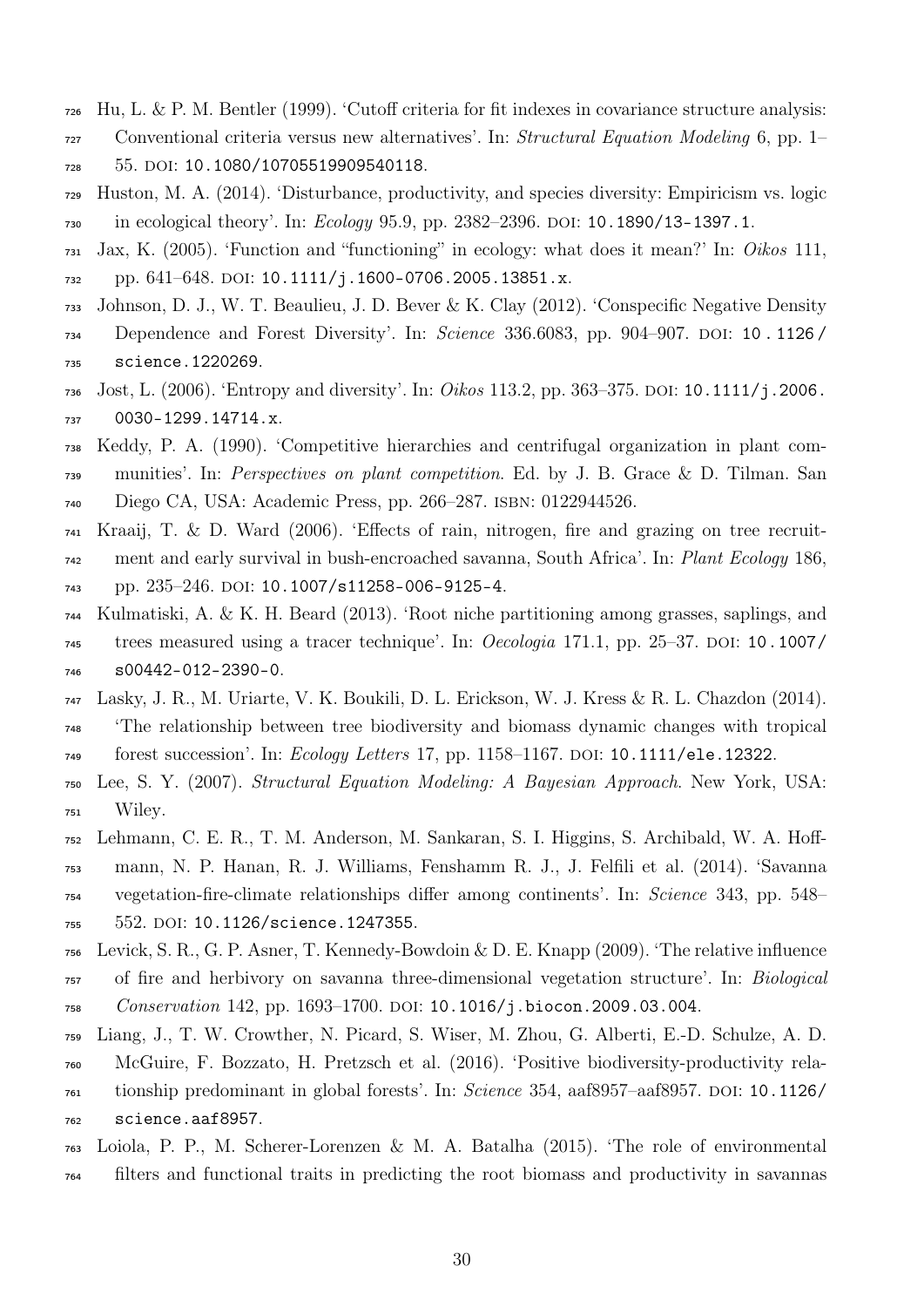Hu, L. & P. M. Bentler (1999). 'Cutoff criteria for fit indexes in covariance structure analysis: Conventional criteria versus new alternatives'. In: *Structural Equation Modeling* 6, pp. 1–55. DOI: 10.1080/10705519909540118.

Huston, M. A. (2014). 'Disturbance, productivity, and species diversity: Empiricism vs. logic in ecological theory'. In: *Ecology* 95.9, pp. 2382–2396. DOI: 10.1890/13-1397.1.

Jax, K. (2005). 'Function and "functioning" in ecology: what does it mean?' In: *Oikos* 111, pp. 641–648. DOI: 10.1111/j.1600-0706.2005.13851.x.

Johnson, D. J., W. T. Beaulieu, J. D. Bever & K. Clay (2012). 'Conspecific Negative Density Dependence and Forest Diversity'. In: *Science* 336.6083, pp. 904–907. DOI: 10.1126/science.1220269.

Jost, L. (2006). 'Entropy and diversity'. In: *Oikos* 113.2, pp. 363–375. DOI: 10.1111/j.2006.0030-1299.14714.x.

Keddy, P. A. (1990). 'Competitive hierarchies and centrifugal organization in plant communities'. In: *Perspectives on plant competition*. Ed. by J. B. Grace & D. Tilman. San Diego CA, USA: Academic Press, pp. 266–287. ISBN: 0122944526.

Kraaij, T. & D. Ward (2006). 'Effects of rain, nitrogen, fire and grazing on tree recruitment and early survival in bush-encroached savanna, South Africa'. In: *Plant Ecology* 186, pp. 235–246. DOI: 10.1007/s11258-006-9125-4.

Kulmatiski, A. & K. H. Beard (2013). 'Root niche partitioning among grasses, saplings, and trees measured using a tracer technique'. In: *Oecologia* 171.1, pp. 25–37. DOI: 10.1007/s00442-012-2390-0.

Lasky, J. R., M. Uriarte, V. K. Boukili, D. L. Erickson, W. J. Kress & R. L. Chazdon (2014). 'The relationship between tree biodiversity and biomass dynamic changes with tropical forest succession'. In: *Ecology Letters* 17, pp. 1158–1167. DOI: 10.1111/ele.12322.

Lee, S. Y. (2007). *Structural Equation Modeling: A Bayesian Approach*. New York, USA: Wiley.

Lehmann, C. E. R., T. M. Anderson, M. Sankaran, S. I. Higgins, S. Archibald, W. A. Hoffmann, N. P. Hanan, R. J. Williams, Fenshamm R. J., J. Felfili et al. (2014). 'Savanna vegetation-fire-climate relationships differ among continents'. In: *Science* 343, pp. 548–552. DOI: 10.1126/science.1247355.

Levick, S. R., G. P. Asner, T. Kennedy-Bowdoin & D. E. Knapp (2009). 'The relative influence of fire and herbivory on savanna three-dimensional vegetation structure'. In: *Biological Conservation* 142, pp. 1693–1700. DOI: 10.1016/j.biocon.2009.03.004.

Liang, J., T. W. Crowther, N. Picard, S. Wiser, M. Zhou, G. Alberti, E.-D. Schulze, A. D. McGuire, F. Bozzato, H. Pretzsch et al. (2016). 'Positive biodiversity-productivity relationship predominant in global forests'. In: *Science* 354, aaf8957–aaf8957. DOI: 10.1126/science.aaf8957.

Loiola, P. P., M. Scherer-Lorenzen & M. A. Batalha (2015). 'The role of environmental filters and functional traits in predicting the root biomass and productivity in savannas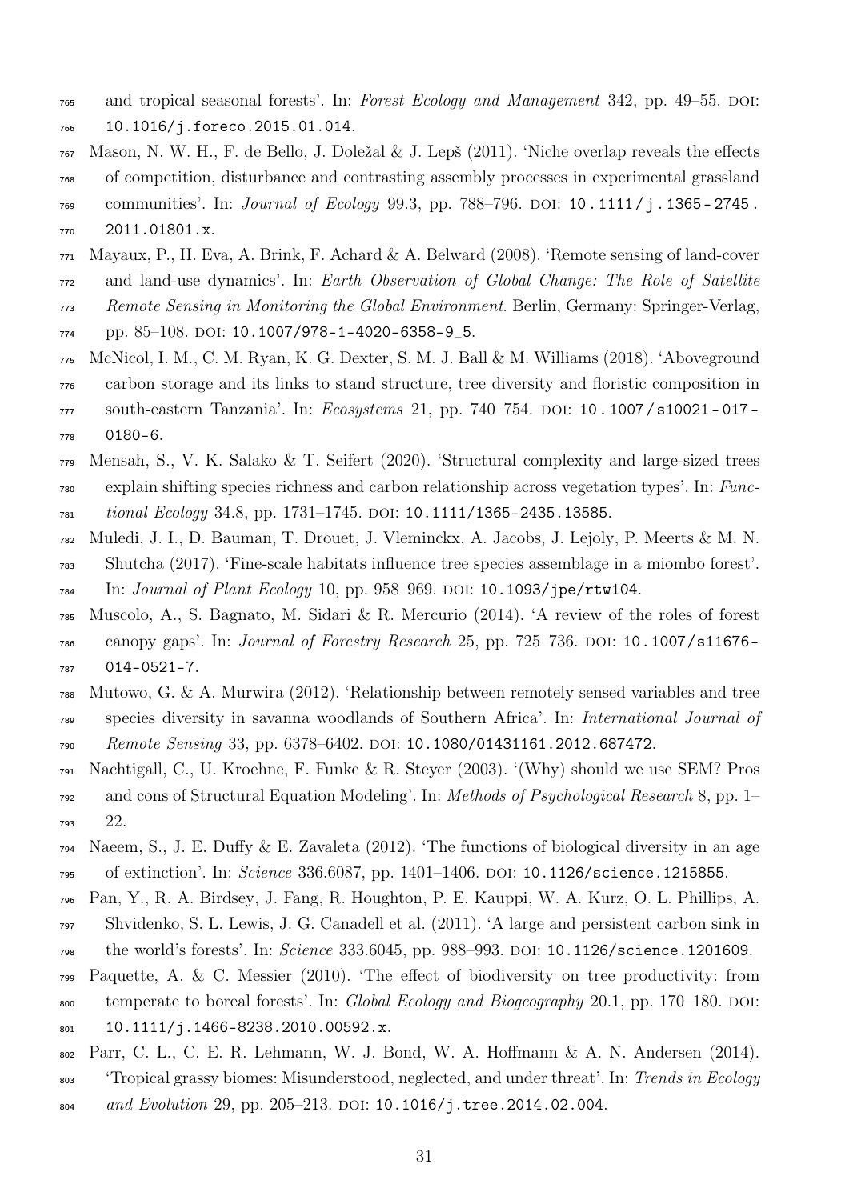and tropical seasonal forests'. In: *Forest Ecology and Management* 342, pp. 49–55. DOI: 10.1016/j.foreco.2015.01.014.

Mason, N. W. H., F. de Bello, J. Doležal & J. Lepš (2011). 'Niche overlap reveals the effects of competition, disturbance and contrasting assembly processes in experimental grassland communities'. In: *Journal of Ecology* 99.3, pp. 788–796. DOI: 10.1111/j.1365-2745.2011.01801.x.

Mayaux, P., H. Eva, A. Brink, F. Achard & A. Belward (2008). 'Remote sensing of land-cover and land-use dynamics'. In: *Earth Observation of Global Change: The Role of Satellite Remote Sensing in Monitoring the Global Environment*. Berlin, Germany: Springer-Verlag, pp. 85–108. DOI: 10.1007/978-1-4020-6358-9_5.

McNicol, I. M., C. M. Ryan, K. G. Dexter, S. M. J. Ball & M. Williams (2018). 'Aboveground carbon storage and its links to stand structure, tree diversity and floristic composition in south-eastern Tanzania'. In: *Ecosystems* 21, pp. 740–754. DOI: 10.1007/s10021-017-0180-6.

Mensah, S., V. K. Salako & T. Seifert (2020). 'Structural complexity and large-sized trees explain shifting species richness and carbon relationship across vegetation types'. In: *Functional Ecology* 34.8, pp. 1731–1745. DOI: 10.1111/1365-2435.13585.

Muledi, J. I., D. Bauman, T. Drouet, J. Vleminckx, A. Jacobs, J. Lejoly, P. Meerts & M. N. Shutcha (2017). 'Fine-scale habitats influence tree species assemblage in a miombo forest'. In: *Journal of Plant Ecology* 10, pp. 958–969. DOI: 10.1093/jpe/rtw104.

Muscolo, A., S. Bagnato, M. Sidari & R. Mercurio (2014). 'A review of the roles of forest canopy gaps'. In: *Journal of Forestry Research* 25, pp. 725–736. DOI: 10.1007/s11676-014-0521-7.

Mutowo, G. & A. Murwira (2012). 'Relationship between remotely sensed variables and tree species diversity in savanna woodlands of Southern Africa'. In: *International Journal of Remote Sensing* 33, pp. 6378–6402. DOI: 10.1080/01431161.2012.687472.

Nachtigall, C., U. Kroehne, F. Funke & R. Steyer (2003). '(Why) should we use SEM? Pros and cons of Structural Equation Modeling'. In: *Methods of Psychological Research* 8, pp. 1–22.

Naeem, S., J. E. Duffy & E. Zavaleta (2012). 'The functions of biological diversity in an age of extinction'. In: *Science* 336.6087, pp. 1401–1406. DOI: 10.1126/science.1215855.

Pan, Y., R. A. Birdsey, J. Fang, R. Houghton, P. E. Kauppi, W. A. Kurz, O. L. Phillips, A. Shvidenko, S. L. Lewis, J. G. Canadell et al. (2011). 'A large and persistent carbon sink in the world's forests'. In: *Science* 333.6045, pp. 988–993. DOI: 10.1126/science.1201609.

Paquette, A. & C. Messier (2010). 'The effect of biodiversity on tree productivity: from temperate to boreal forests'. In: *Global Ecology and Biogeography* 20.1, pp. 170–180. DOI: 10.1111/j.1466-8238.2010.00592.x.

Parr, C. L., C. E. R. Lehmann, W. J. Bond, W. A. Hoffmann & A. N. Andersen (2014). 'Tropical grassy biomes: Misunderstood, neglected, and under threat'. In: *Trends in Ecology and Evolution* 29, pp. 205–213. DOI: 10.1016/j.tree.2014.02.004.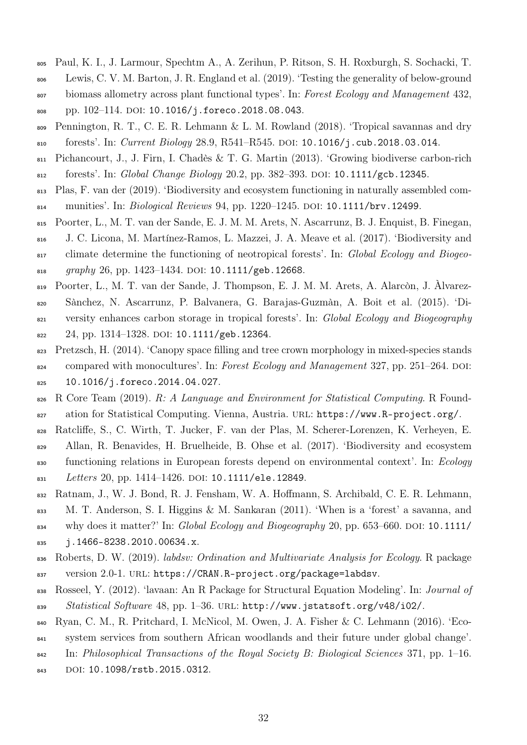Paul, K. I., J. Larmour, Spechtm A., A. Zerihun, P. Ritson, S. H. Roxburgh, S. Sochacki, T. Lewis, C. V. M. Barton, J. R. England et al. (2019). 'Testing the generality of below-ground biomass allometry across plant functional types'. In: *Forest Ecology and Management* 432, pp. 102–114. DOI: 10.1016/j.foreco.2018.08.043.

Pennington, R. T., C. E. R. Lehmann & L. M. Rowland (2018). 'Tropical savannas and dry forests'. In: *Current Biology* 28.9, R541–R545. DOI: 10.1016/j.cub.2018.03.014.

Pichancourt, J., J. Firn, I. Chadès & T. G. Martin (2013). 'Growing biodiverse carbon-rich forests'. In: *Global Change Biology* 20.2, pp. 382–393. DOI: 10.1111/gcb.12345.

Plas, F. van der (2019). 'Biodiversity and ecosystem functioning in naturally assembled communities'. In: *Biological Reviews* 94, pp. 1220–1245. DOI: 10.1111/brv.12499.

Poorter, L., M. T. van der Sande, E. J. M. M. Arets, N. Ascarrunz, B. J. Enquist, B. Finegan, J. C. Licona, M. Martínez-Ramos, L. Mazzei, J. A. Meave et al. (2017). 'Biodiversity and climate determine the functioning of neotropical forests'. In: *Global Ecology and Biogeography* 26, pp. 1423–1434. DOI: 10.1111/geb.12668.

Poorter, L., M. T. van der Sande, J. Thompson, E. J. M. M. Arets, A. Alarcòn, J. Àlvarez-Sànchez, N. Ascarrunz, P. Balvanera, G. Barajas-Guzmàn, A. Boit et al. (2015). 'Diversity enhances carbon storage in tropical forests'. In: *Global Ecology and Biogeography* 24, pp. 1314–1328. DOI: 10.1111/geb.12364.

Pretzsch, H. (2014). 'Canopy space filling and tree crown morphology in mixed-species stands compared with monocultures'. In: *Forest Ecology and Management* 327, pp. 251–264. DOI: 10.1016/j.foreco.2014.04.027.

R Core Team (2019). *R: A Language and Environment for Statistical Computing*. R Foundation for Statistical Computing. Vienna, Austria. URL: https://www.R-project.org/.

Ratcliffe, S., C. Wirth, T. Jucker, F. van der Plas, M. Scherer-Lorenzen, K. Verheyen, E. Allan, R. Benavides, H. Bruelheide, B. Ohse et al. (2017). 'Biodiversity and ecosystem functioning relations in European forests depend on environmental context'. In: *Ecology Letters* 20, pp. 1414–1426. DOI: 10.1111/ele.12849.

Ratnam, J., W. J. Bond, R. J. Fensham, W. A. Hoffmann, S. Archibald, C. E. R. Lehmann, M. T. Anderson, S. I. Higgins & M. Sankaran (2011). 'When is a 'forest' a savanna, and why does it matter?' In: *Global Ecology and Biogeography* 20, pp. 653–660. DOI: 10.1111/j.1466-8238.2010.00634.x.

Roberts, D. W. (2019). *labdsv: Ordination and Multivariate Analysis for Ecology*. R package version 2.0-1. URL: https://CRAN.R-project.org/package=labdsv.

Rosseel, Y. (2012). 'lavaan: An R Package for Structural Equation Modeling'. In: *Journal of Statistical Software* 48, pp. 1–36. URL: http://www.jstatsoft.org/v48/i02/.

Ryan, C. M., R. Pritchard, I. McNicol, M. Owen, J. A. Fisher & C. Lehmann (2016). 'Ecosystem services from southern African woodlands and their future under global change'. In: *Philosophical Transactions of the Royal Society B: Biological Sciences* 371, pp. 1–16. DOI: 10.1098/rstb.2015.0312.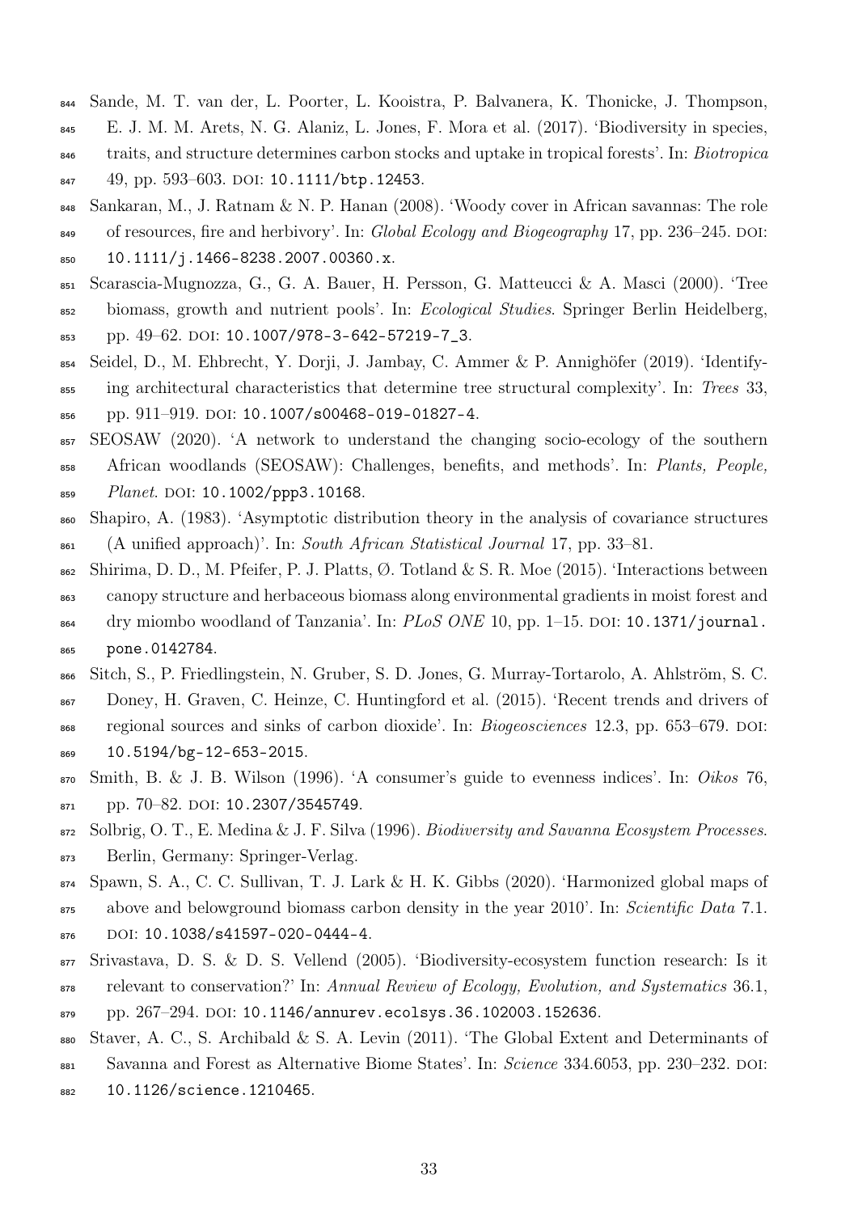Sande, M. T. van der, L. Poorter, L. Kooistra, P. Balvanera, K. Thonicke, J. Thompson, E. J. M. M. Arets, N. G. Alaniz, L. Jones, F. Mora et al. (2017). 'Biodiversity in species, traits, and structure determines carbon stocks and uptake in tropical forests'. In: *Biotropica* 49, pp. 593–603. DOI: 10.1111/btp.12453.

Sankaran, M., J. Ratnam & N. P. Hanan (2008). 'Woody cover in African savannas: The role of resources, fire and herbivory'. In: *Global Ecology and Biogeography* 17, pp. 236–245. DOI: 10.1111/j.1466-8238.2007.00360.x.

Scarascia-Mugnozza, G., G. A. Bauer, H. Persson, G. Matteucci & A. Masci (2000). 'Tree biomass, growth and nutrient pools'. In: *Ecological Studies*. Springer Berlin Heidelberg, pp. 49–62. DOI: 10.1007/978-3-642-57219-7_3.

Seidel, D., M. Ehbrecht, Y. Dorji, J. Jambay, C. Ammer & P. Annighöfer (2019). 'Identifying architectural characteristics that determine tree structural complexity'. In: *Trees* 33, pp. 911–919. DOI: 10.1007/s00468-019-01827-4.

SEOSAW (2020). 'A network to understand the changing socio-ecology of the southern African woodlands (SEOSAW): Challenges, benefits, and methods'. In: *Plants, People, Planet*. DOI: 10.1002/ppp3.10168.

Shapiro, A. (1983). 'Asymptotic distribution theory in the analysis of covariance structures (A unified approach)'. In: *South African Statistical Journal* 17, pp. 33–81.

Shirima, D. D., M. Pfeifer, P. J. Platts, Ø. Totland & S. R. Moe (2015). 'Interactions between canopy structure and herbaceous biomass along environmental gradients in moist forest and dry miombo woodland of Tanzania'. In: *PLoS ONE* 10, pp. 1–15. DOI: 10.1371/journal.pone.0142784.

Sitch, S., P. Friedlingstein, N. Gruber, S. D. Jones, G. Murray-Tortarolo, A. Ahlström, S. C. Doney, H. Graven, C. Heinze, C. Huntingford et al. (2015). 'Recent trends and drivers of regional sources and sinks of carbon dioxide'. In: *Biogeosciences* 12.3, pp. 653–679. DOI: 10.5194/bg-12-653-2015.

Smith, B. & J. B. Wilson (1996). 'A consumer's guide to evenness indices'. In: *Oikos* 76, pp. 70–82. DOI: 10.2307/3545749.

Solbrig, O. T., E. Medina & J. F. Silva (1996). *Biodiversity and Savanna Ecosystem Processes*. Berlin, Germany: Springer-Verlag.

Spawn, S. A., C. C. Sullivan, T. J. Lark & H. K. Gibbs (2020). 'Harmonized global maps of above and belowground biomass carbon density in the year 2010'. In: *Scientific Data* 7.1. DOI: 10.1038/s41597-020-0444-4.

Srivastava, D. S. & D. S. Vellend (2005). 'Biodiversity-ecosystem function research: Is it relevant to conservation?' In: *Annual Review of Ecology, Evolution, and Systematics* 36.1, pp. 267–294. DOI: 10.1146/annurev.ecolsys.36.102003.152636.

Staver, A. C., S. Archibald & S. A. Levin (2011). 'The Global Extent and Determinants of Savanna and Forest as Alternative Biome States'. In: *Science* 334.6053, pp. 230–232. DOI: 10.1126/science.1210465.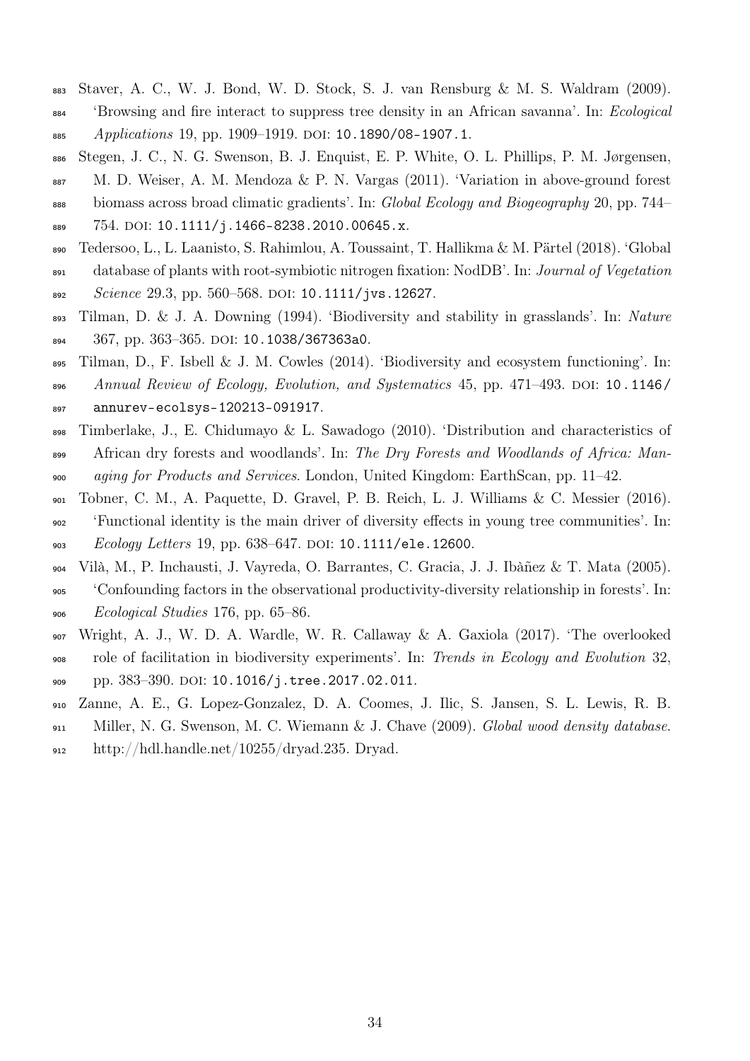Staver, A. C., W. J. Bond, W. D. Stock, S. J. van Rensburg & M. S. Waldram (2009). 'Browsing and fire interact to suppress tree density in an African savanna'. In: *Ecological Applications* 19, pp. 1909–1919. DOI: 10.1890/08-1907.1.

Stegen, J. C., N. G. Swenson, B. J. Enquist, E. P. White, O. L. Phillips, P. M. Jørgensen, M. D. Weiser, A. M. Mendoza & P. N. Vargas (2011). 'Variation in above-ground forest biomass across broad climatic gradients'. In: *Global Ecology and Biogeography* 20, pp. 744–754. DOI: 10.1111/j.1466-8238.2010.00645.x.

Tedersoo, L., L. Laanisto, S. Rahimlou, A. Toussaint, T. Hallikma & M. Pärtel (2018). 'Global database of plants with root-symbiotic nitrogen fixation: NodDB'. In: *Journal of Vegetation Science* 29.3, pp. 560–568. DOI: 10.1111/jvs.12627.

Tilman, D. & J. A. Downing (1994). 'Biodiversity and stability in grasslands'. In: *Nature* 367, pp. 363–365. DOI: 10.1038/367363a0.

Tilman, D., F. Isbell & J. M. Cowles (2014). 'Biodiversity and ecosystem functioning'. In: *Annual Review of Ecology, Evolution, and Systematics* 45, pp. 471–493. DOI: 10.1146/annurev-ecolsys-120213-091917.

Timberlake, J., E. Chidumayo & L. Sawadogo (2010). 'Distribution and characteristics of African dry forests and woodlands'. In: *The Dry Forests and Woodlands of Africa: Managing for Products and Services*. London, United Kingdom: EarthScan, pp. 11–42.

Tobner, C. M., A. Paquette, D. Gravel, P. B. Reich, L. J. Williams & C. Messier (2016). 'Functional identity is the main driver of diversity effects in young tree communities'. In: *Ecology Letters* 19, pp. 638–647. DOI: 10.1111/ele.12600.

Vilà, M., P. Inchausti, J. Vayreda, O. Barrantes, C. Gracia, J. J. Ibàñez & T. Mata (2005). 'Confounding factors in the observational productivity-diversity relationship in forests'. In: *Ecological Studies* 176, pp. 65–86.

Wright, A. J., W. D. A. Wardle, W. R. Callaway & A. Gaxiola (2017). 'The overlooked role of facilitation in biodiversity experiments'. In: *Trends in Ecology and Evolution* 32, pp. 383–390. DOI: 10.1016/j.tree.2017.02.011.

Zanne, A. E., G. Lopez-Gonzalez, D. A. Coomes, J. Ilic, S. Jansen, S. L. Lewis, R. B. Miller, N. G. Swenson, M. C. Wiemann & J. Chave (2009). *Global wood density database*. http://hdl.handle.net/10255/dryad.235. Dryad.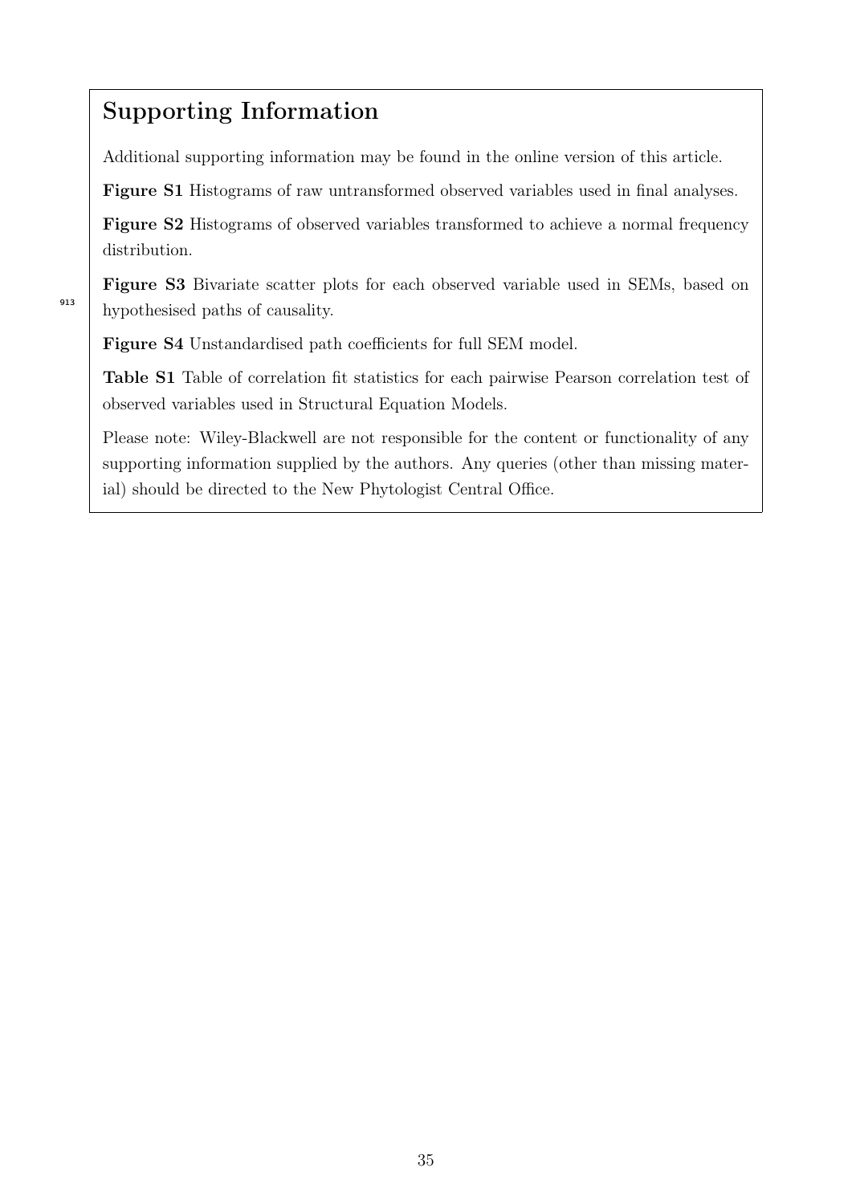## Supporting Information

Additional supporting information may be found in the online version of this article.

**Figure S1** Histograms of raw untransformed observed variables used in final analyses.

**Figure S2** Histograms of observed variables transformed to achieve a normal frequency distribution.

**Figure S3** Bivariate scatter plots for each observed variable used in SEMs, based on hypothesised paths of causality.

**Figure S4** Unstandardised path coefficients for full SEM model.

**Table S1** Table of correlation fit statistics for each pairwise Pearson correlation test of observed variables used in Structural Equation Models.

Please note: Wiley-Blackwell are not responsible for the content or functionality of any supporting information supplied by the authors. Any queries (other than missing material) should be directed to the New Phytologist Central Office.